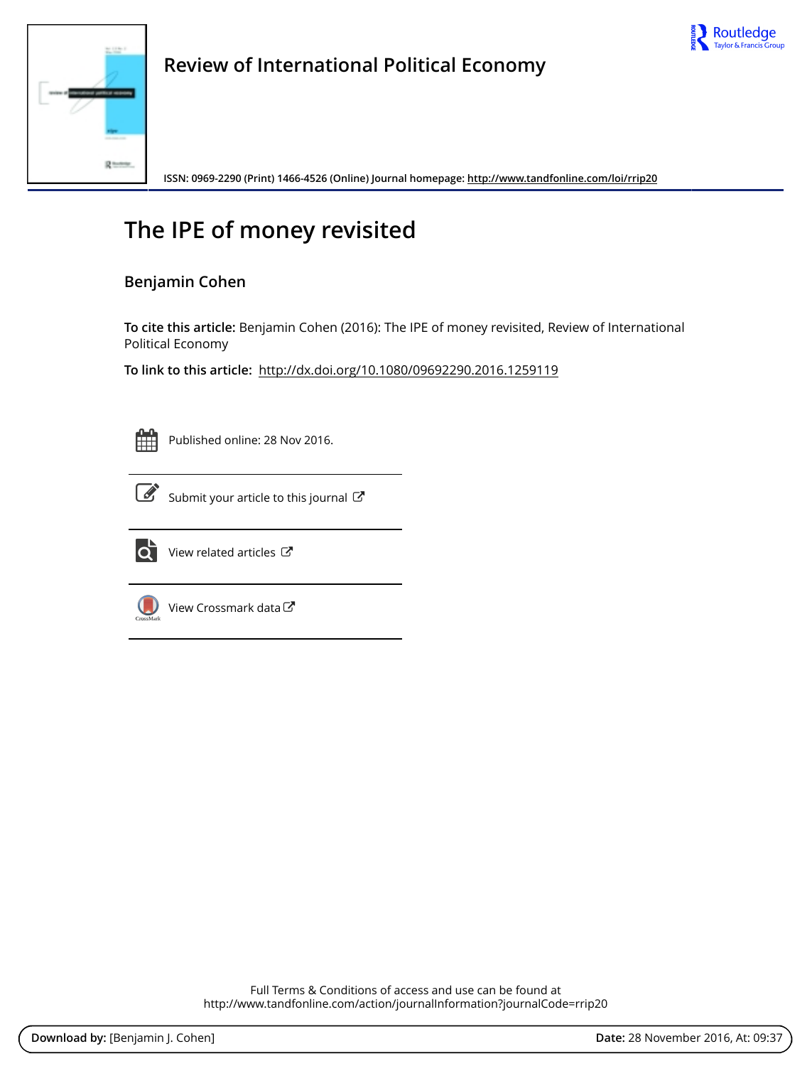# Review of International Political Economy

ISSN: 0969-2290 (Print) 1466-4526 (Online) Journal homepage: http://www.tandfonline.com/loi/rrip20

# The IPE of money revisited

**Benjamin Cohen**

**To cite this article:** Benjamin Cohen (2016): The IPE of money revisited, Review of International Political Economy

**To link to this article:** http://dx.doi.org/10.1080/09692290.2016.1259119

Published online: 28 Nov 2016.

Submit your article to this journal

View related articles

View Crossmark data

Full Terms & Conditions of access and use can be found at
http://www.tandfonline.com/action/journalInformation?journalCode=rrip20

**Download by:** [Benjamin J. Cohen] **Date:** 28 November 2016, At: 09:37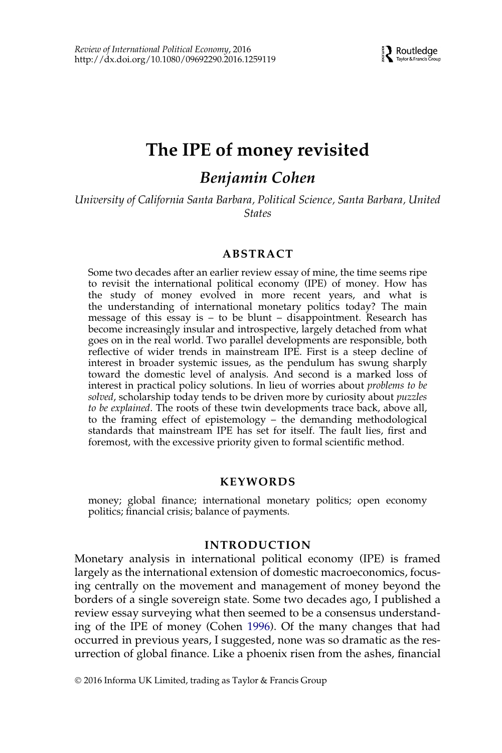# The IPE of money revisited

## *Benjamin Cohen*

*University of California Santa Barbara, Political Science, Santa Barbara, United States*

### ABSTRACT

Some two decades after an earlier review essay of mine, the time seems ripe to revisit the international political economy (IPE) of money. How has the study of money evolved in more recent years, and what is the understanding of international monetary politics today? The main message of this essay is – to be blunt – disappointment. Research has become increasingly insular and introspective, largely detached from what goes on in the real world. Two parallel developments are responsible, both reflective of wider trends in mainstream IPE. First is a steep decline of interest in broader systemic issues, as the pendulum has swung sharply toward the domestic level of analysis. And second is a marked loss of interest in practical policy solutions. In lieu of worries about *problems to be solved*, scholarship today tends to be driven more by curiosity about *puzzles to be explained*. The roots of these twin developments trace back, above all, to the framing effect of epistemology – the demanding methodological standards that mainstream IPE has set for itself. The fault lies, first and foremost, with the excessive priority given to formal scientific method.

### KEYWORDS

money; global finance; international monetary politics; open economy politics; financial crisis; balance of payments.

### INTRODUCTION

Monetary analysis in international political economy (IPE) is framed largely as the international extension of domestic macroeconomics, focusing centrally on the movement and management of money beyond the borders of a single sovereign state. Some two decades ago, I published a review essay surveying what then seemed to be a consensus understanding of the IPE of money (Cohen 1996). Of the many changes that had occurred in previous years, I suggested, none was so dramatic as the resurrection of global finance. Like a phoenix risen from the ashes, financial

© 2016 Informa UK Limited, trading as Taylor & Francis Group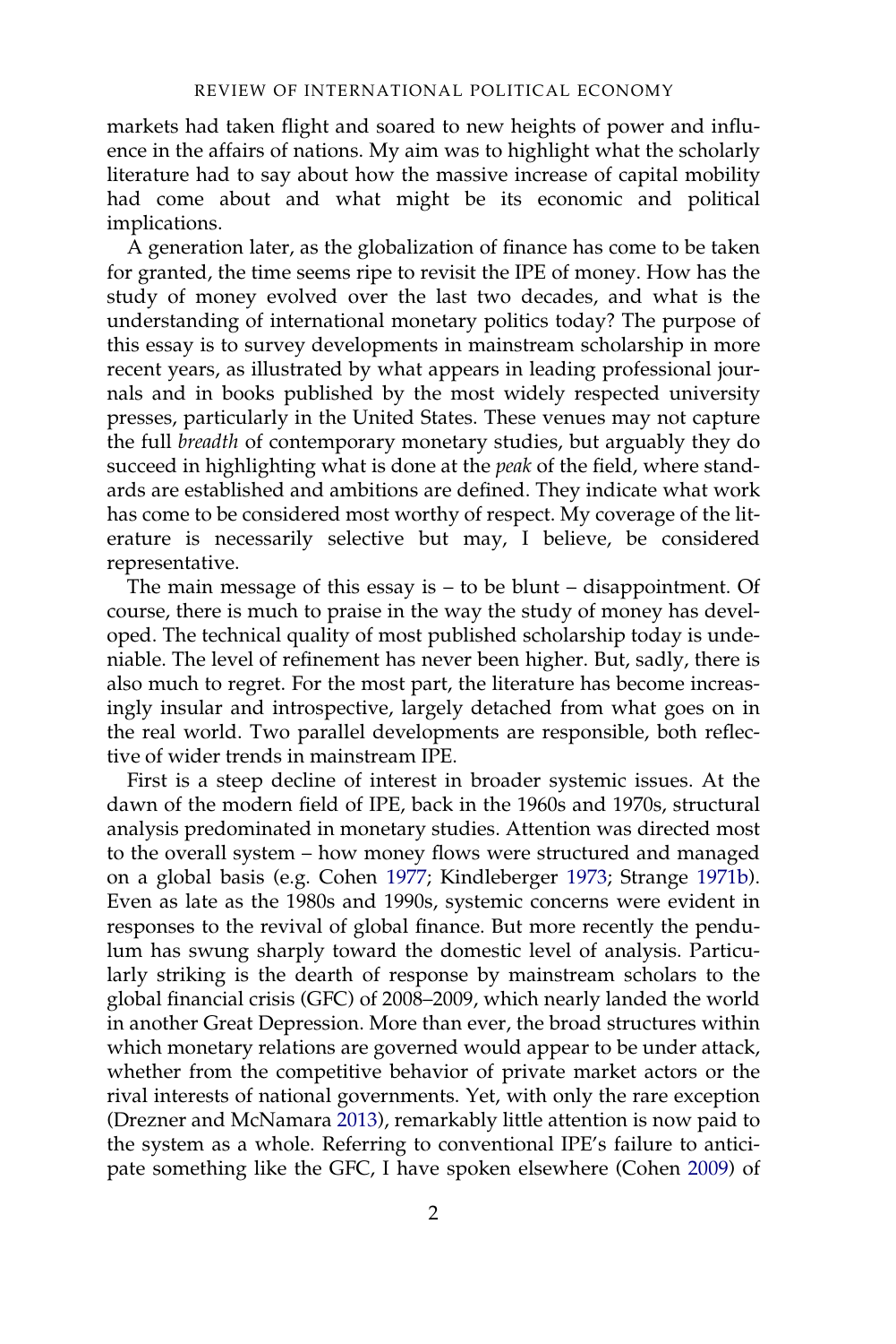markets had taken flight and soared to new heights of power and influence in the affairs of nations. My aim was to highlight what the scholarly literature had to say about how the massive increase of capital mobility had come about and what might be its economic and political implications.

A generation later, as the globalization of finance has come to be taken for granted, the time seems ripe to revisit the IPE of money. How has the study of money evolved over the last two decades, and what is the understanding of international monetary politics today? The purpose of this essay is to survey developments in mainstream scholarship in more recent years, as illustrated by what appears in leading professional journals and in books published by the most widely respected university presses, particularly in the United States. These venues may not capture the full *breadth* of contemporary monetary studies, but arguably they do succeed in highlighting what is done at the *peak* of the field, where standards are established and ambitions are defined. They indicate what work has come to be considered most worthy of respect. My coverage of the literature is necessarily selective but may, I believe, be considered representative.

The main message of this essay is – to be blunt – disappointment. Of course, there is much to praise in the way the study of money has developed. The technical quality of most published scholarship today is undeniable. The level of refinement has never been higher. But, sadly, there is also much to regret. For the most part, the literature has become increasingly insular and introspective, largely detached from what goes on in the real world. Two parallel developments are responsible, both reflective of wider trends in mainstream IPE.

First is a steep decline of interest in broader systemic issues. At the dawn of the modern field of IPE, back in the 1960s and 1970s, structural analysis predominated in monetary studies. Attention was directed most to the overall system – how money flows were structured and managed on a global basis (e.g. Cohen 1977; Kindleberger 1973; Strange 1971b). Even as late as the 1980s and 1990s, systemic concerns were evident in responses to the revival of global finance. But more recently the pendulum has swung sharply toward the domestic level of analysis. Particularly striking is the dearth of response by mainstream scholars to the global financial crisis (GFC) of 2008–2009, which nearly landed the world in another Great Depression. More than ever, the broad structures within which monetary relations are governed would appear to be under attack, whether from the competitive behavior of private market actors or the rival interests of national governments. Yet, with only the rare exception (Drezner and McNamara 2013), remarkably little attention is now paid to the system as a whole. Referring to conventional IPE's failure to anticipate something like the GFC, I have spoken elsewhere (Cohen 2009) of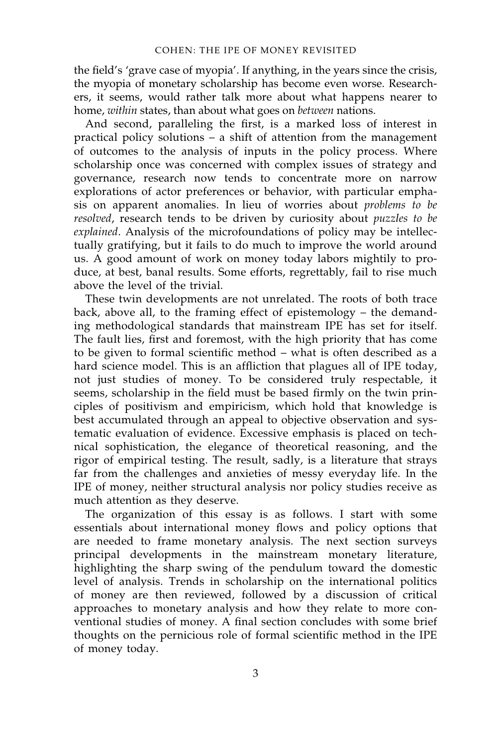the field's 'grave case of myopia'. If anything, in the years since the crisis, the myopia of monetary scholarship has become even worse. Researchers, it seems, would rather talk more about what happens nearer to home, *within* states, than about what goes on *between* nations.

And second, paralleling the first, is a marked loss of interest in practical policy solutions – a shift of attention from the management of outcomes to the analysis of inputs in the policy process. Where scholarship once was concerned with complex issues of strategy and governance, research now tends to concentrate more on narrow explorations of actor preferences or behavior, with particular emphasis on apparent anomalies. In lieu of worries about *problems to be resolved*, research tends to be driven by curiosity about *puzzles to be explained*. Analysis of the microfoundations of policy may be intellectually gratifying, but it fails to do much to improve the world around us. A good amount of work on money today labors mightily to produce, at best, banal results. Some efforts, regrettably, fail to rise much above the level of the trivial.

These twin developments are not unrelated. The roots of both trace back, above all, to the framing effect of epistemology – the demanding methodological standards that mainstream IPE has set for itself. The fault lies, first and foremost, with the high priority that has come to be given to formal scientific method – what is often described as a hard science model. This is an affliction that plagues all of IPE today, not just studies of money. To be considered truly respectable, it seems, scholarship in the field must be based firmly on the twin principles of positivism and empiricism, which hold that knowledge is best accumulated through an appeal to objective observation and systematic evaluation of evidence. Excessive emphasis is placed on technical sophistication, the elegance of theoretical reasoning, and the rigor of empirical testing. The result, sadly, is a literature that strays far from the challenges and anxieties of messy everyday life. In the IPE of money, neither structural analysis nor policy studies receive as much attention as they deserve.

The organization of this essay is as follows. I start with some essentials about international money flows and policy options that are needed to frame monetary analysis. The next section surveys principal developments in the mainstream monetary literature, highlighting the sharp swing of the pendulum toward the domestic level of analysis. Trends in scholarship on the international politics of money are then reviewed, followed by a discussion of critical approaches to monetary analysis and how they relate to more conventional studies of money. A final section concludes with some brief thoughts on the pernicious role of formal scientific method in the IPE of money today.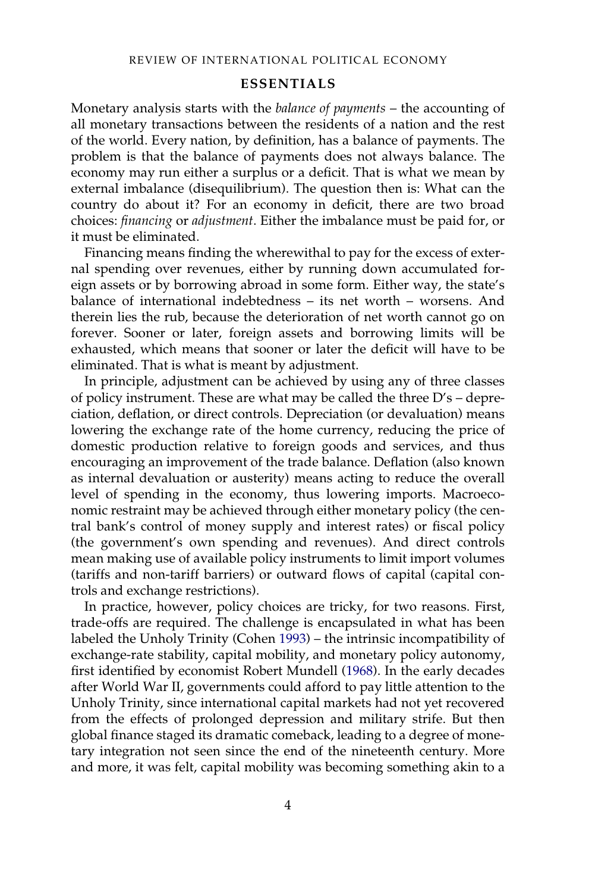## ESSENTIALS

Monetary analysis starts with the *balance of payments* – the accounting of all monetary transactions between the residents of a nation and the rest of the world. Every nation, by definition, has a balance of payments. The problem is that the balance of payments does not always balance. The economy may run either a surplus or a deficit. That is what we mean by external imbalance (disequilibrium). The question then is: What can the country do about it? For an economy in deficit, there are two broad choices: *financing* or *adjustment*. Either the imbalance must be paid for, or it must be eliminated.

Financing means finding the wherewithal to pay for the excess of external spending over revenues, either by running down accumulated foreign assets or by borrowing abroad in some form. Either way, the state's balance of international indebtedness – its net worth – worsens. And therein lies the rub, because the deterioration of net worth cannot go on forever. Sooner or later, foreign assets and borrowing limits will be exhausted, which means that sooner or later the deficit will have to be eliminated. That is what is meant by adjustment.

In principle, adjustment can be achieved by using any of three classes of policy instrument. These are what may be called the three D's – depreciation, deflation, or direct controls. Depreciation (or devaluation) means lowering the exchange rate of the home currency, reducing the price of domestic production relative to foreign goods and services, and thus encouraging an improvement of the trade balance. Deflation (also known as internal devaluation or austerity) means acting to reduce the overall level of spending in the economy, thus lowering imports. Macroeconomic restraint may be achieved through either monetary policy (the central bank's control of money supply and interest rates) or fiscal policy (the government's own spending and revenues). And direct controls mean making use of available policy instruments to limit import volumes (tariffs and non-tariff barriers) or outward flows of capital (capital controls and exchange restrictions).

In practice, however, policy choices are tricky, for two reasons. First, trade-offs are required. The challenge is encapsulated in what has been labeled the Unholy Trinity (Cohen 1993) – the intrinsic incompatibility of exchange-rate stability, capital mobility, and monetary policy autonomy, first identified by economist Robert Mundell (1968). In the early decades after World War II, governments could afford to pay little attention to the Unholy Trinity, since international capital markets had not yet recovered from the effects of prolonged depression and military strife. But then global finance staged its dramatic comeback, leading to a degree of monetary integration not seen since the end of the nineteenth century. More and more, it was felt, capital mobility was becoming something akin to a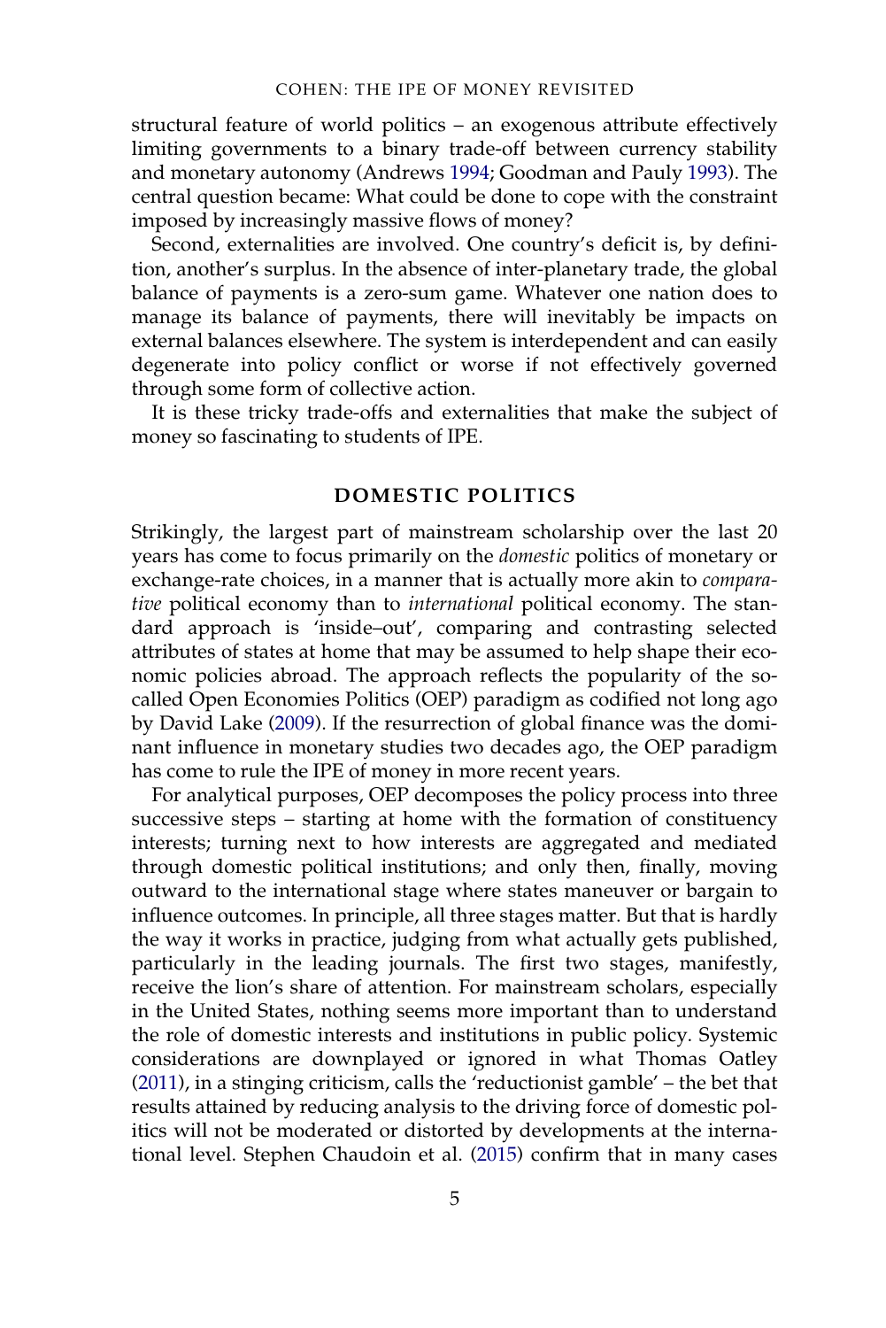structural feature of world politics – an exogenous attribute effectively limiting governments to a binary trade-off between currency stability and monetary autonomy (Andrews 1994; Goodman and Pauly 1993). The central question became: What could be done to cope with the constraint imposed by increasingly massive flows of money?

Second, externalities are involved. One country's deficit is, by definition, another's surplus. In the absence of inter-planetary trade, the global balance of payments is a zero-sum game. Whatever one nation does to manage its balance of payments, there will inevitably be impacts on external balances elsewhere. The system is interdependent and can easily degenerate into policy conflict or worse if not effectively governed through some form of collective action.

It is these tricky trade-offs and externalities that make the subject of money so fascinating to students of IPE.

## DOMESTIC POLITICS

Strikingly, the largest part of mainstream scholarship over the last 20 years has come to focus primarily on the *domestic* politics of monetary or exchange-rate choices, in a manner that is actually more akin to *comparative* political economy than to *international* political economy. The standard approach is 'inside–out', comparing and contrasting selected attributes of states at home that may be assumed to help shape their economic policies abroad. The approach reflects the popularity of the so-called Open Economies Politics (OEP) paradigm as codified not long ago by David Lake (2009). If the resurrection of global finance was the dominant influence in monetary studies two decades ago, the OEP paradigm has come to rule the IPE of money in more recent years.

For analytical purposes, OEP decomposes the policy process into three successive steps – starting at home with the formation of constituency interests; turning next to how interests are aggregated and mediated through domestic political institutions; and only then, finally, moving outward to the international stage where states maneuver or bargain to influence outcomes. In principle, all three stages matter. But that is hardly the way it works in practice, judging from what actually gets published, particularly in the leading journals. The first two stages, manifestly, receive the lion's share of attention. For mainstream scholars, especially in the United States, nothing seems more important than to understand the role of domestic interests and institutions in public policy. Systemic considerations are downplayed or ignored in what Thomas Oatley (2011), in a stinging criticism, calls the 'reductionist gamble' – the bet that results attained by reducing analysis to the driving force of domestic politics will not be moderated or distorted by developments at the international level. Stephen Chaudoin et al. (2015) confirm that in many cases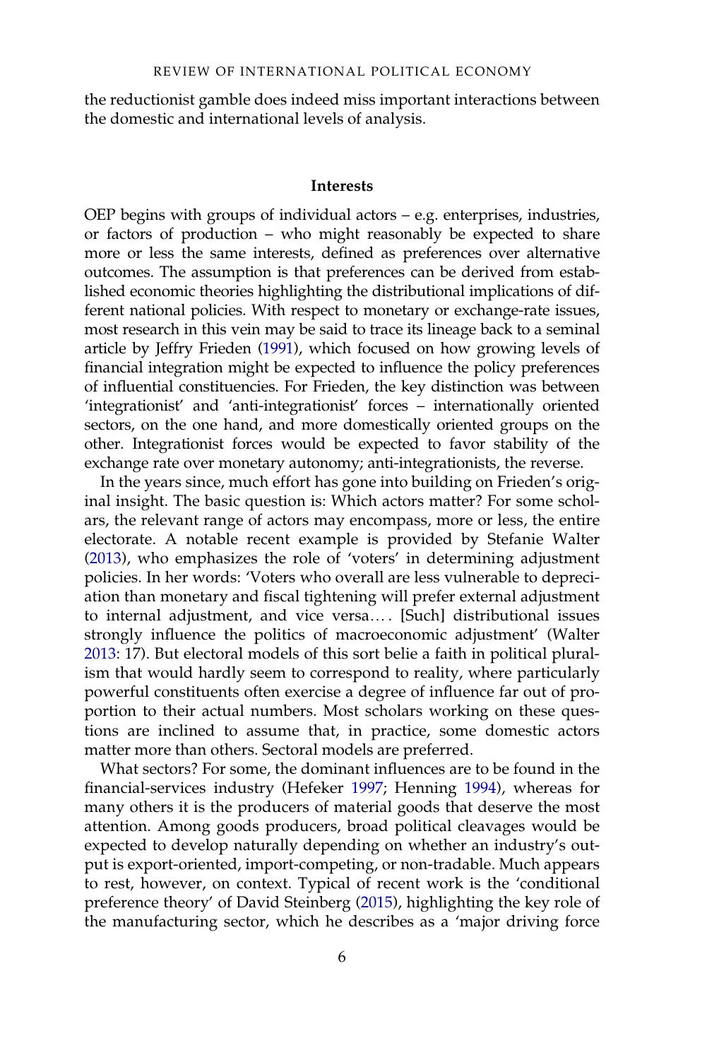the reductionist gamble does indeed miss important interactions between the domestic and international levels of analysis.

## Interests

OEP begins with groups of individual actors – e.g. enterprises, industries, or factors of production – who might reasonably be expected to share more or less the same interests, defined as preferences over alternative outcomes. The assumption is that preferences can be derived from established economic theories highlighting the distributional implications of different national policies. With respect to monetary or exchange-rate issues, most research in this vein may be said to trace its lineage back to a seminal article by Jeffry Frieden (1991), which focused on how growing levels of financial integration might be expected to influence the policy preferences of influential constituencies. For Frieden, the key distinction was between 'integrationist' and 'anti-integrationist' forces – internationally oriented sectors, on the one hand, and more domestically oriented groups on the other. Integrationist forces would be expected to favor stability of the exchange rate over monetary autonomy; anti-integrationists, the reverse.

In the years since, much effort has gone into building on Frieden's original insight. The basic question is: Which actors matter? For some scholars, the relevant range of actors may encompass, more or less, the entire electorate. A notable recent example is provided by Stefanie Walter (2013), who emphasizes the role of 'voters' in determining adjustment policies. In her words: 'Voters who overall are less vulnerable to depreciation than monetary and fiscal tightening will prefer external adjustment to internal adjustment, and vice versa.... [Such] distributional issues strongly influence the politics of macroeconomic adjustment' (Walter 2013: 17). But electoral models of this sort belie a faith in political pluralism that would hardly seem to correspond to reality, where particularly powerful constituents often exercise a degree of influence far out of proportion to their actual numbers. Most scholars working on these questions are inclined to assume that, in practice, some domestic actors matter more than others. Sectoral models are preferred.

What sectors? For some, the dominant influences are to be found in the financial-services industry (Hefeker 1997; Henning 1994), whereas for many others it is the producers of material goods that deserve the most attention. Among goods producers, broad political cleavages would be expected to develop naturally depending on whether an industry's output is export-oriented, import-competing, or non-tradable. Much appears to rest, however, on context. Typical of recent work is the 'conditional preference theory' of David Steinberg (2015), highlighting the key role of the manufacturing sector, which he describes as a 'major driving force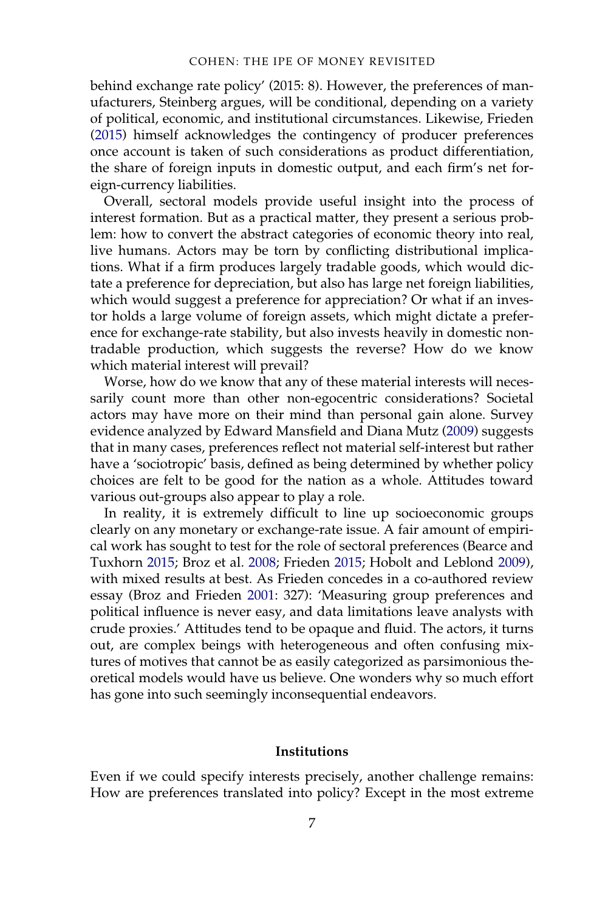behind exchange rate policy' (2015: 8). However, the preferences of manufacturers, Steinberg argues, will be conditional, depending on a variety of political, economic, and institutional circumstances. Likewise, Frieden (2015) himself acknowledges the contingency of producer preferences once account is taken of such considerations as product differentiation, the share of foreign inputs in domestic output, and each firm's net foreign-currency liabilities.

Overall, sectoral models provide useful insight into the process of interest formation. But as a practical matter, they present a serious problem: how to convert the abstract categories of economic theory into real, live humans. Actors may be torn by conflicting distributional implications. What if a firm produces largely tradable goods, which would dictate a preference for depreciation, but also has large net foreign liabilities, which would suggest a preference for appreciation? Or what if an investor holds a large volume of foreign assets, which might dictate a preference for exchange-rate stability, but also invests heavily in domestic nontradable production, which suggests the reverse? How do we know which material interest will prevail?

Worse, how do we know that any of these material interests will necessarily count more than other non-egocentric considerations? Societal actors may have more on their mind than personal gain alone. Survey evidence analyzed by Edward Mansfield and Diana Mutz (2009) suggests that in many cases, preferences reflect not material self-interest but rather have a 'sociotropic' basis, defined as being determined by whether policy choices are felt to be good for the nation as a whole. Attitudes toward various out-groups also appear to play a role.

In reality, it is extremely difficult to line up socioeconomic groups clearly on any monetary or exchange-rate issue. A fair amount of empirical work has sought to test for the role of sectoral preferences (Bearce and Tuxhorn 2015; Broz et al. 2008; Frieden 2015; Hobolt and Leblond 2009), with mixed results at best. As Frieden concedes in a co-authored review essay (Broz and Frieden 2001: 327): 'Measuring group preferences and political influence is never easy, and data limitations leave analysts with crude proxies.' Attitudes tend to be opaque and fluid. The actors, it turns out, are complex beings with heterogeneous and often confusing mixtures of motives that cannot be as easily categorized as parsimonious theoretical models would have us believe. One wonders why so much effort has gone into such seemingly inconsequential endeavors.

### Institutions

Even if we could specify interests precisely, another challenge remains: How are preferences translated into policy? Except in the most extreme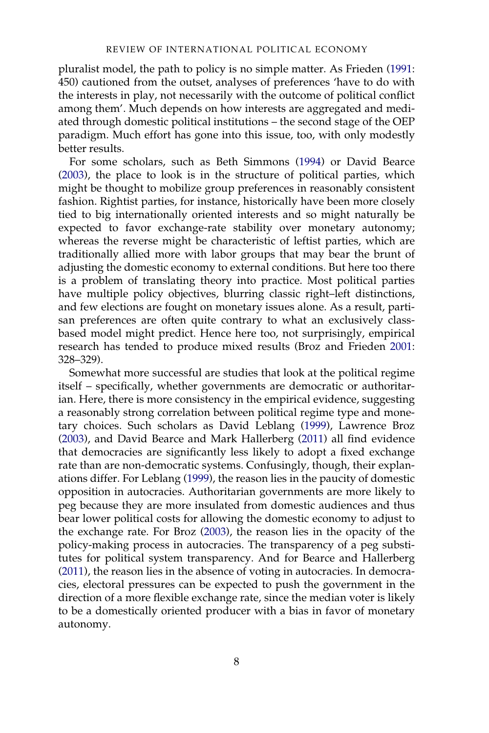pluralist model, the path to policy is no simple matter. As Frieden (1991: 450) cautioned from the outset, analyses of preferences 'have to do with the interests in play, not necessarily with the outcome of political conflict among them'. Much depends on how interests are aggregated and mediated through domestic political institutions – the second stage of the OEP paradigm. Much effort has gone into this issue, too, with only modestly better results.

For some scholars, such as Beth Simmons (1994) or David Bearce (2003), the place to look is in the structure of political parties, which might be thought to mobilize group preferences in reasonably consistent fashion. Rightist parties, for instance, historically have been more closely tied to big internationally oriented interests and so might naturally be expected to favor exchange-rate stability over monetary autonomy; whereas the reverse might be characteristic of leftist parties, which are traditionally allied more with labor groups that may bear the brunt of adjusting the domestic economy to external conditions. But here too there is a problem of translating theory into practice. Most political parties have multiple policy objectives, blurring classic right–left distinctions, and few elections are fought on monetary issues alone. As a result, partisan preferences are often quite contrary to what an exclusively class-based model might predict. Hence here too, not surprisingly, empirical research has tended to produce mixed results (Broz and Frieden 2001: 328–329).

Somewhat more successful are studies that look at the political regime itself – specifically, whether governments are democratic or authoritarian. Here, there is more consistency in the empirical evidence, suggesting a reasonably strong correlation between political regime type and monetary choices. Such scholars as David Leblang (1999), Lawrence Broz (2003), and David Bearce and Mark Hallerberg (2011) all find evidence that democracies are significantly less likely to adopt a fixed exchange rate than are non-democratic systems. Confusingly, though, their explanations differ. For Leblang (1999), the reason lies in the paucity of domestic opposition in autocracies. Authoritarian governments are more likely to peg because they are more insulated from domestic audiences and thus bear lower political costs for allowing the domestic economy to adjust to the exchange rate. For Broz (2003), the reason lies in the opacity of the policy-making process in autocracies. The transparency of a peg substitutes for political system transparency. And for Bearce and Hallerberg (2011), the reason lies in the absence of voting in autocracies. In democracies, electoral pressures can be expected to push the government in the direction of a more flexible exchange rate, since the median voter is likely to be a domestically oriented producer with a bias in favor of monetary autonomy.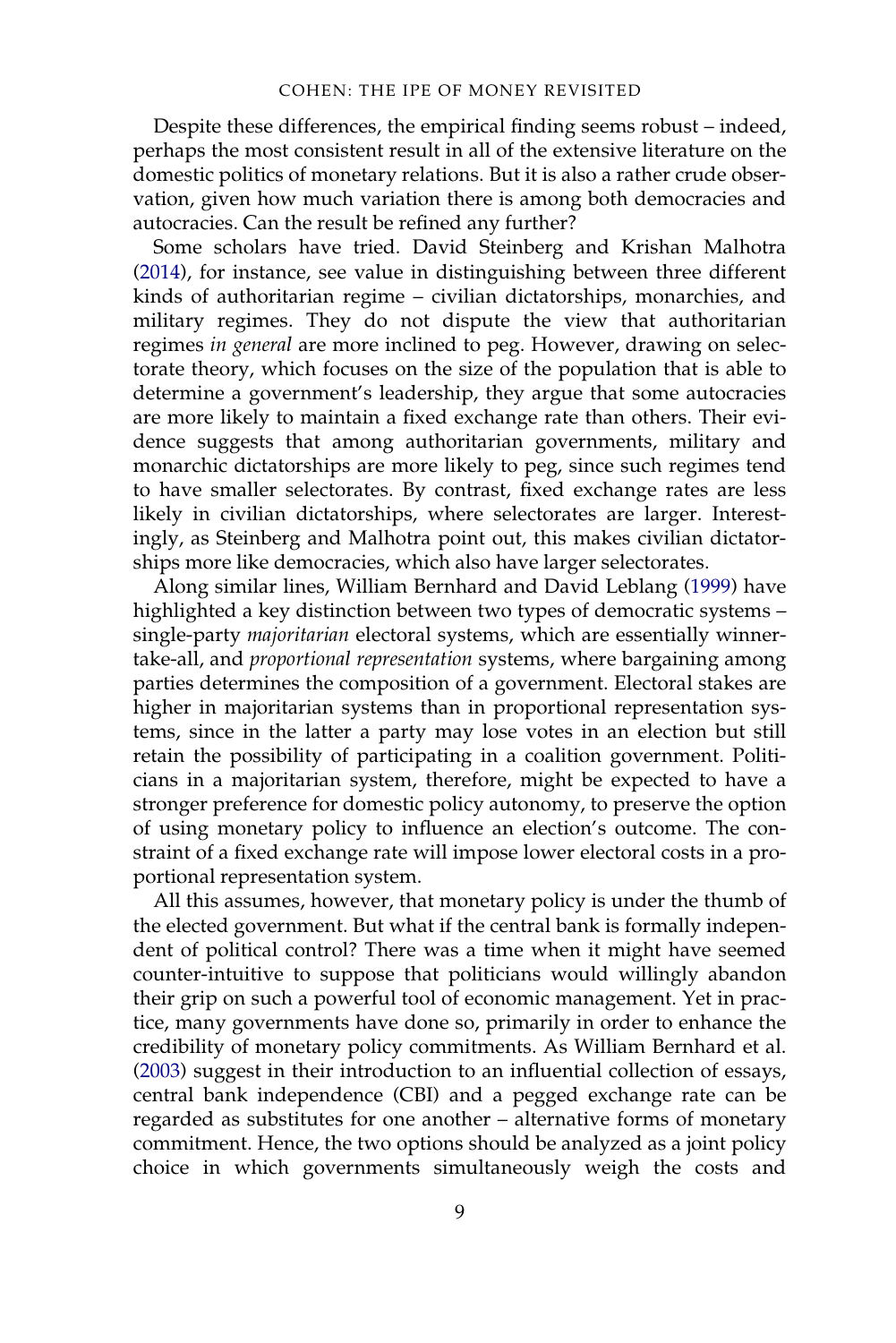Despite these differences, the empirical finding seems robust – indeed, perhaps the most consistent result in all of the extensive literature on the domestic politics of monetary relations. But it is also a rather crude observation, given how much variation there is among both democracies and autocracies. Can the result be refined any further?

Some scholars have tried. David Steinberg and Krishan Malhotra (2014), for instance, see value in distinguishing between three different kinds of authoritarian regime – civilian dictatorships, monarchies, and military regimes. They do not dispute the view that authoritarian regimes *in general* are more inclined to peg. However, drawing on selectorate theory, which focuses on the size of the population that is able to determine a government's leadership, they argue that some autocracies are more likely to maintain a fixed exchange rate than others. Their evidence suggests that among authoritarian governments, military and monarchic dictatorships are more likely to peg, since such regimes tend to have smaller selectorates. By contrast, fixed exchange rates are less likely in civilian dictatorships, where selectorates are larger. Interestingly, as Steinberg and Malhotra point out, this makes civilian dictatorships more like democracies, which also have larger selectorates.

Along similar lines, William Bernhard and David Leblang (1999) have highlighted a key distinction between two types of democratic systems – single-party *majoritarian* electoral systems, which are essentially winner-take-all, and *proportional representation* systems, where bargaining among parties determines the composition of a government. Electoral stakes are higher in majoritarian systems than in proportional representation systems, since in the latter a party may lose votes in an election but still retain the possibility of participating in a coalition government. Politicians in a majoritarian system, therefore, might be expected to have a stronger preference for domestic policy autonomy, to preserve the option of using monetary policy to influence an election's outcome. The constraint of a fixed exchange rate will impose lower electoral costs in a proportional representation system.

All this assumes, however, that monetary policy is under the thumb of the elected government. But what if the central bank is formally independent of political control? There was a time when it might have seemed counter-intuitive to suppose that politicians would willingly abandon their grip on such a powerful tool of economic management. Yet in practice, many governments have done so, primarily in order to enhance the credibility of monetary policy commitments. As William Bernhard et al. (2003) suggest in their introduction to an influential collection of essays, central bank independence (CBI) and a pegged exchange rate can be regarded as substitutes for one another – alternative forms of monetary commitment. Hence, the two options should be analyzed as a joint policy choice in which governments simultaneously weigh the costs and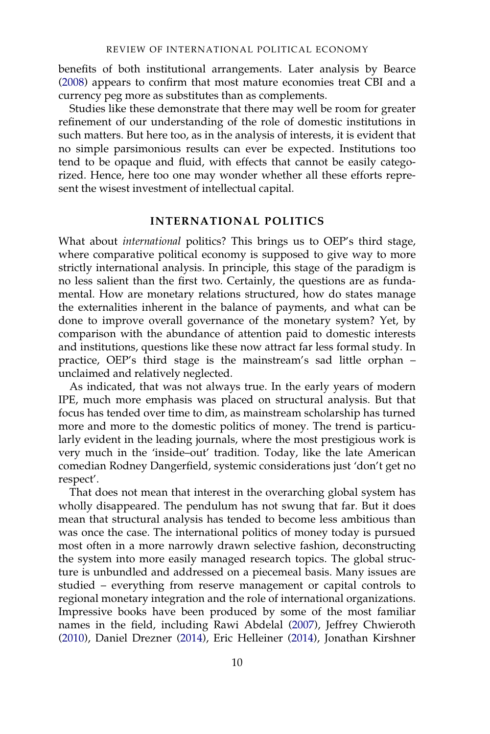benefits of both institutional arrangements. Later analysis by Bearce (2008) appears to confirm that most mature economies treat CBI and a currency peg more as substitutes than as complements.

Studies like these demonstrate that there may well be room for greater refinement of our understanding of the role of domestic institutions in such matters. But here too, as in the analysis of interests, it is evident that no simple parsimonious results can ever be expected. Institutions too tend to be opaque and fluid, with effects that cannot be easily categorized. Hence, here too one may wonder whether all these efforts represent the wisest investment of intellectual capital.

## INTERNATIONAL POLITICS

What about *international* politics? This brings us to OEP's third stage, where comparative political economy is supposed to give way to more strictly international analysis. In principle, this stage of the paradigm is no less salient than the first two. Certainly, the questions are as fundamental. How are monetary relations structured, how do states manage the externalities inherent in the balance of payments, and what can be done to improve overall governance of the monetary system? Yet, by comparison with the abundance of attention paid to domestic interests and institutions, questions like these now attract far less formal study. In practice, OEP's third stage is the mainstream's sad little orphan – unclaimed and relatively neglected.

As indicated, that was not always true. In the early years of modern IPE, much more emphasis was placed on structural analysis. But that focus has tended over time to dim, as mainstream scholarship has turned more and more to the domestic politics of money. The trend is particularly evident in the leading journals, where the most prestigious work is very much in the 'inside–out' tradition. Today, like the late American comedian Rodney Dangerfield, systemic considerations just 'don't get no respect'.

That does not mean that interest in the overarching global system has wholly disappeared. The pendulum has not swung that far. But it does mean that structural analysis has tended to become less ambitious than was once the case. The international politics of money today is pursued most often in a more narrowly drawn selective fashion, deconstructing the system into more easily managed research topics. The global structure is unbundled and addressed on a piecemeal basis. Many issues are studied – everything from reserve management or capital controls to regional monetary integration and the role of international organizations. Impressive books have been produced by some of the most familiar names in the field, including Rawi Abdelal (2007), Jeffrey Chwieroth (2010), Daniel Drezner (2014), Eric Helleiner (2014), Jonathan Kirshner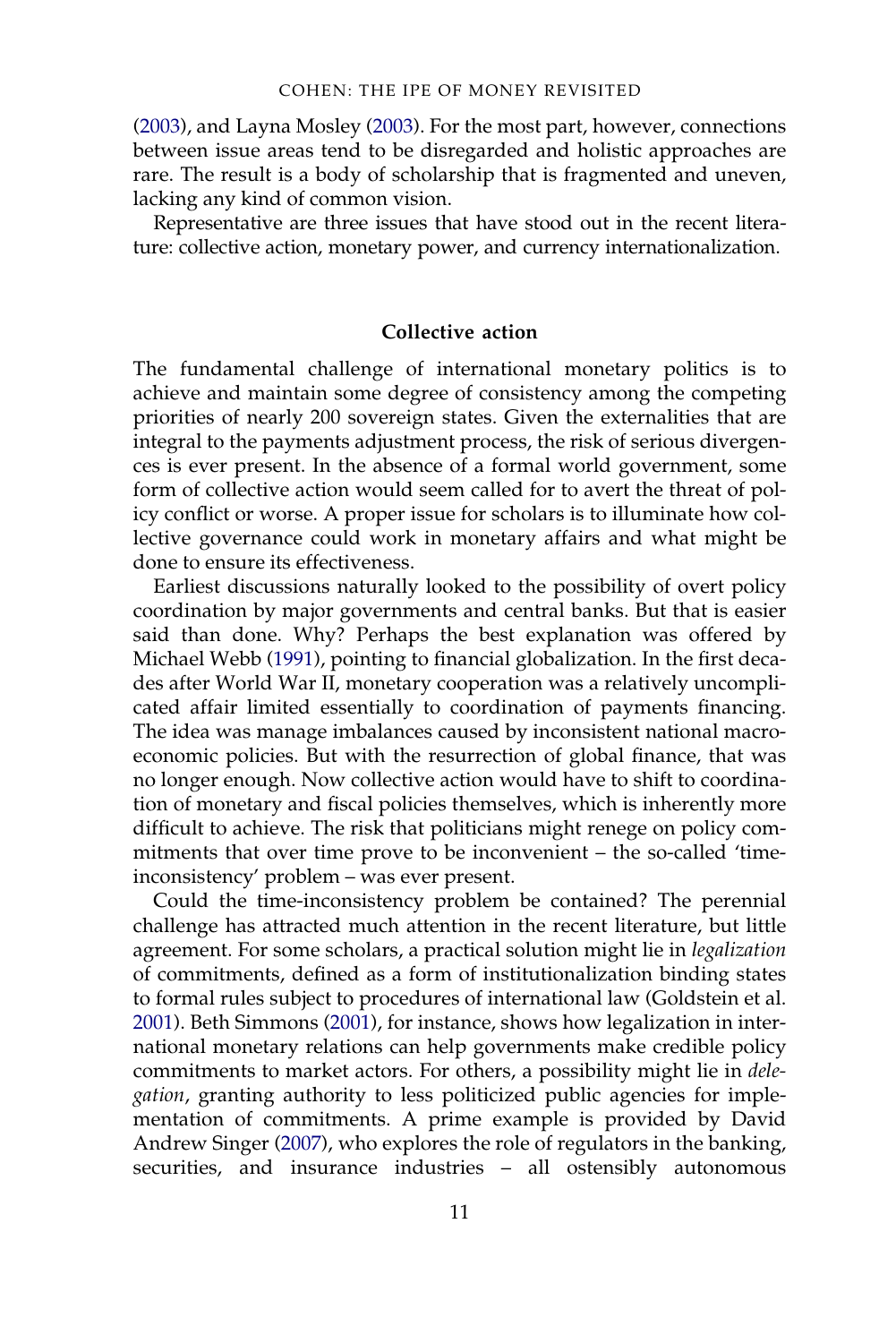(2003), and Layna Mosley (2003). For the most part, however, connections between issue areas tend to be disregarded and holistic approaches are rare. The result is a body of scholarship that is fragmented and uneven, lacking any kind of common vision.

Representative are three issues that have stood out in the recent literature: collective action, monetary power, and currency internationalization.

## Collective action

The fundamental challenge of international monetary politics is to achieve and maintain some degree of consistency among the competing priorities of nearly 200 sovereign states. Given the externalities that are integral to the payments adjustment process, the risk of serious divergences is ever present. In the absence of a formal world government, some form of collective action would seem called for to avert the threat of policy conflict or worse. A proper issue for scholars is to illuminate how collective governance could work in monetary affairs and what might be done to ensure its effectiveness.

Earliest discussions naturally looked to the possibility of overt policy coordination by major governments and central banks. But that is easier said than done. Why? Perhaps the best explanation was offered by Michael Webb (1991), pointing to financial globalization. In the first decades after World War II, monetary cooperation was a relatively uncomplicated affair limited essentially to coordination of payments financing. The idea was manage imbalances caused by inconsistent national macroeconomic policies. But with the resurrection of global finance, that was no longer enough. Now collective action would have to shift to coordination of monetary and fiscal policies themselves, which is inherently more difficult to achieve. The risk that politicians might renege on policy commitments that over time prove to be inconvenient – the so-called 'time-inconsistency' problem – was ever present.

Could the time-inconsistency problem be contained? The perennial challenge has attracted much attention in the recent literature, but little agreement. For some scholars, a practical solution might lie in *legalization* of commitments, defined as a form of institutionalization binding states to formal rules subject to procedures of international law (Goldstein et al. 2001). Beth Simmons (2001), for instance, shows how legalization in international monetary relations can help governments make credible policy commitments to market actors. For others, a possibility might lie in *delegation*, granting authority to less politicized public agencies for implementation of commitments. A prime example is provided by David Andrew Singer (2007), who explores the role of regulators in the banking, securities, and insurance industries – all ostensibly autonomous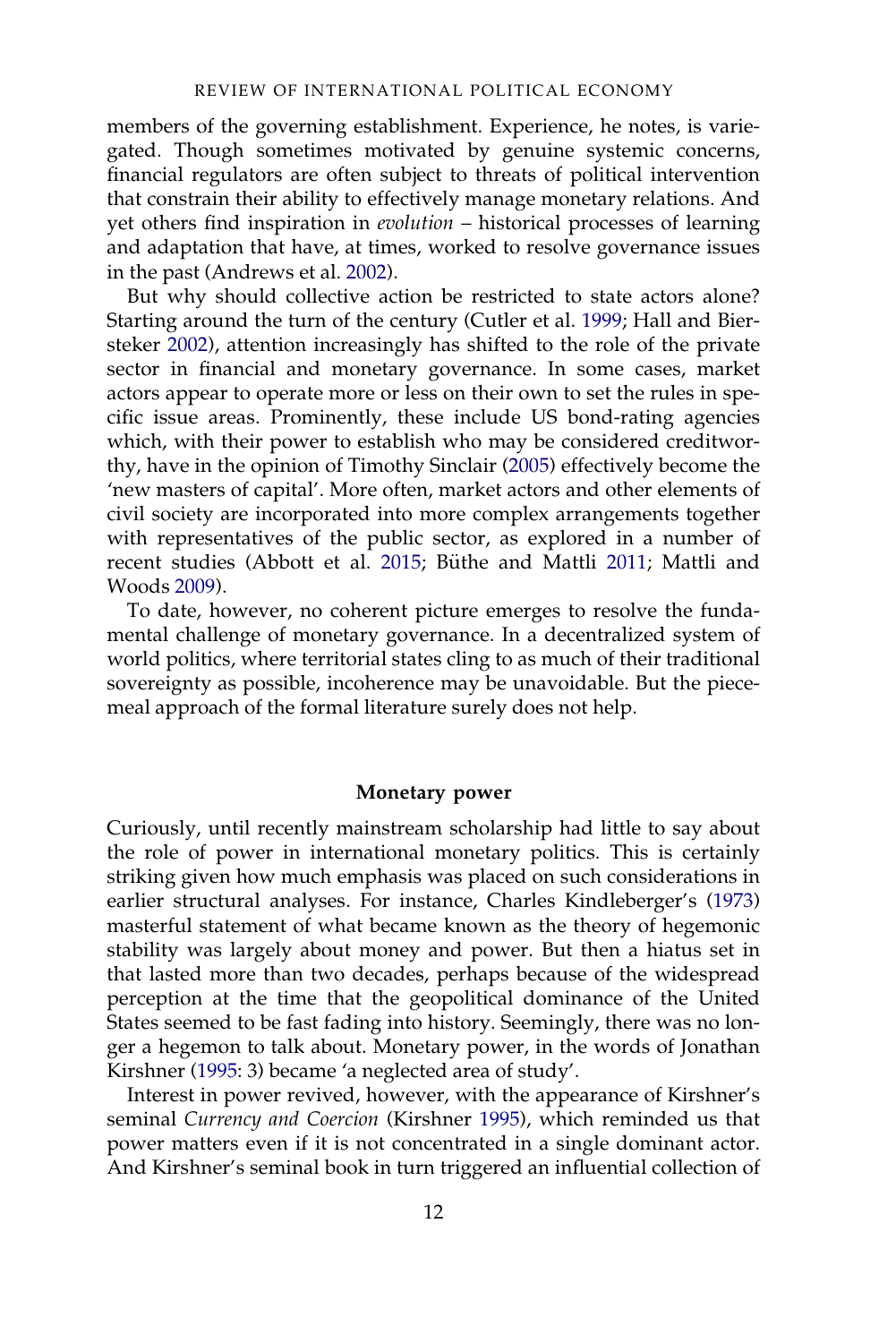members of the governing establishment. Experience, he notes, is variegated. Though sometimes motivated by genuine systemic concerns, financial regulators are often subject to threats of political intervention that constrain their ability to effectively manage monetary relations. And yet others find inspiration in *evolution* – historical processes of learning and adaptation that have, at times, worked to resolve governance issues in the past (Andrews et al. 2002).

But why should collective action be restricted to state actors alone? Starting around the turn of the century (Cutler et al. 1999; Hall and Biersteker 2002), attention increasingly has shifted to the role of the private sector in financial and monetary governance. In some cases, market actors appear to operate more or less on their own to set the rules in specific issue areas. Prominently, these include US bond-rating agencies which, with their power to establish who may be considered creditworthy, have in the opinion of Timothy Sinclair (2005) effectively become the 'new masters of capital'. More often, market actors and other elements of civil society are incorporated into more complex arrangements together with representatives of the public sector, as explored in a number of recent studies (Abbott et al. 2015; Büthe and Mattli 2011; Mattli and Woods 2009).

To date, however, no coherent picture emerges to resolve the fundamental challenge of monetary governance. In a decentralized system of world politics, where territorial states cling to as much of their traditional sovereignty as possible, incoherence may be unavoidable. But the piecemeal approach of the formal literature surely does not help.

## Monetary power

Curiously, until recently mainstream scholarship had little to say about the role of power in international monetary politics. This is certainly striking given how much emphasis was placed on such considerations in earlier structural analyses. For instance, Charles Kindleberger's (1973) masterful statement of what became known as the theory of hegemonic stability was largely about money and power. But then a hiatus set in that lasted more than two decades, perhaps because of the widespread perception at the time that the geopolitical dominance of the United States seemed to be fast fading into history. Seemingly, there was no longer a hegemon to talk about. Monetary power, in the words of Jonathan Kirshner (1995: 3) became 'a neglected area of study'.

Interest in power revived, however, with the appearance of Kirshner's seminal *Currency and Coercion* (Kirshner 1995), which reminded us that power matters even if it is not concentrated in a single dominant actor. And Kirshner's seminal book in turn triggered an influential collection of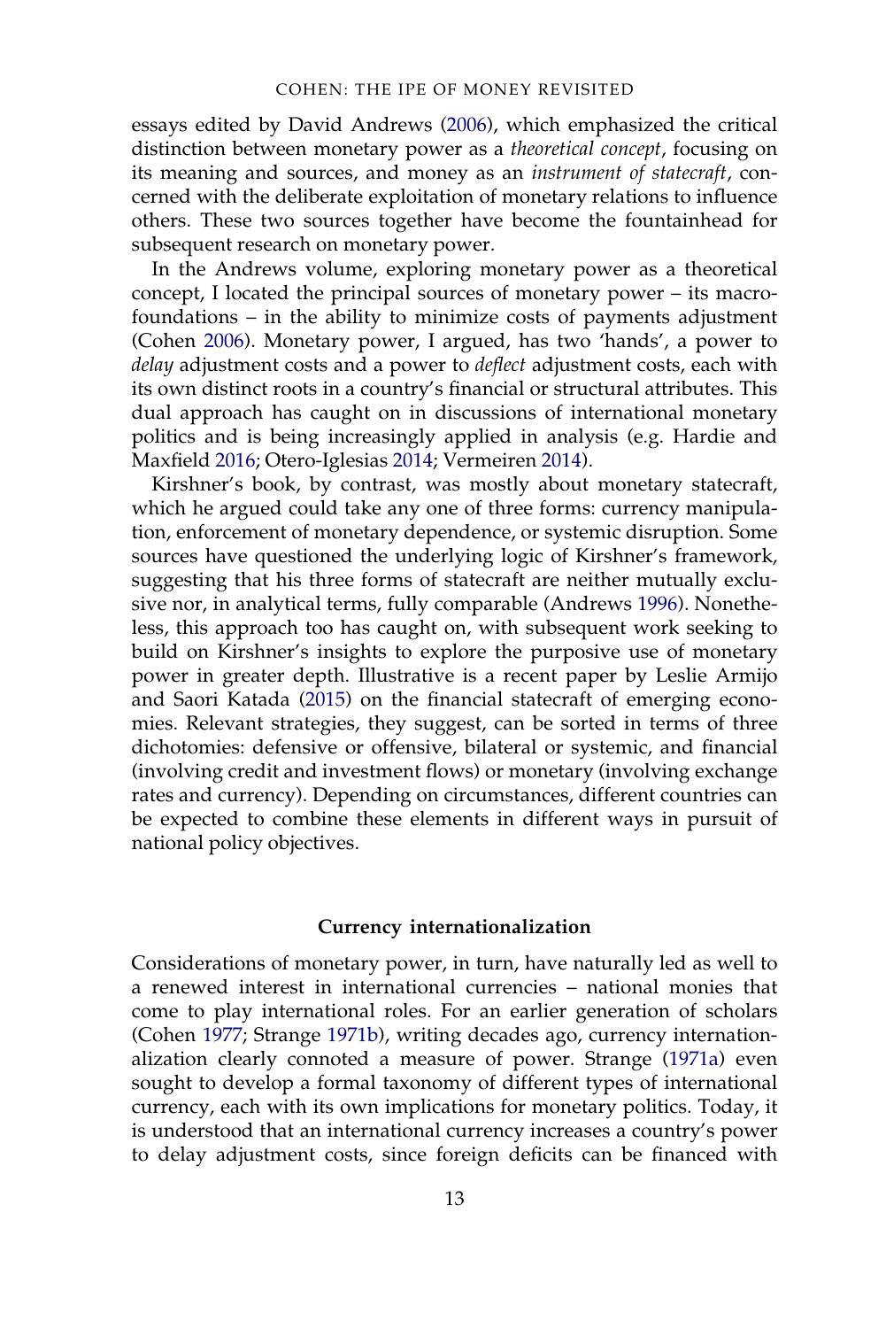essays edited by David Andrews (2006), which emphasized the critical distinction between monetary power as a *theoretical concept*, focusing on its meaning and sources, and money as an *instrument of statecraft*, concerned with the deliberate exploitation of monetary relations to influence others. These two sources together have become the fountainhead for subsequent research on monetary power.

In the Andrews volume, exploring monetary power as a theoretical concept, I located the principal sources of monetary power – its macrofoundations – in the ability to minimize costs of payments adjustment (Cohen 2006). Monetary power, I argued, has two 'hands', a power to *delay* adjustment costs and a power to *deflect* adjustment costs, each with its own distinct roots in a country's financial or structural attributes. This dual approach has caught on in discussions of international monetary politics and is being increasingly applied in analysis (e.g. Hardie and Maxfield 2016; Otero-Iglesias 2014; Vermeiren 2014).

Kirshner's book, by contrast, was mostly about monetary statecraft, which he argued could take any one of three forms: currency manipulation, enforcement of monetary dependence, or systemic disruption. Some sources have questioned the underlying logic of Kirshner's framework, suggesting that his three forms of statecraft are neither mutually exclusive nor, in analytical terms, fully comparable (Andrews 1996). Nonetheless, this approach too has caught on, with subsequent work seeking to build on Kirshner's insights to explore the purposive use of monetary power in greater depth. Illustrative is a recent paper by Leslie Armijo and Saori Katada (2015) on the financial statecraft of emerging economies. Relevant strategies, they suggest, can be sorted in terms of three dichotomies: defensive or offensive, bilateral or systemic, and financial (involving credit and investment flows) or monetary (involving exchange rates and currency). Depending on circumstances, different countries can be expected to combine these elements in different ways in pursuit of national policy objectives.

## Currency internationalization

Considerations of monetary power, in turn, have naturally led as well to a renewed interest in international currencies – national monies that come to play international roles. For an earlier generation of scholars (Cohen 1977; Strange 1971b), writing decades ago, currency internationalization clearly connoted a measure of power. Strange (1971a) even sought to develop a formal taxonomy of different types of international currency, each with its own implications for monetary politics. Today, it is understood that an international currency increases a country's power to delay adjustment costs, since foreign deficits can be financed with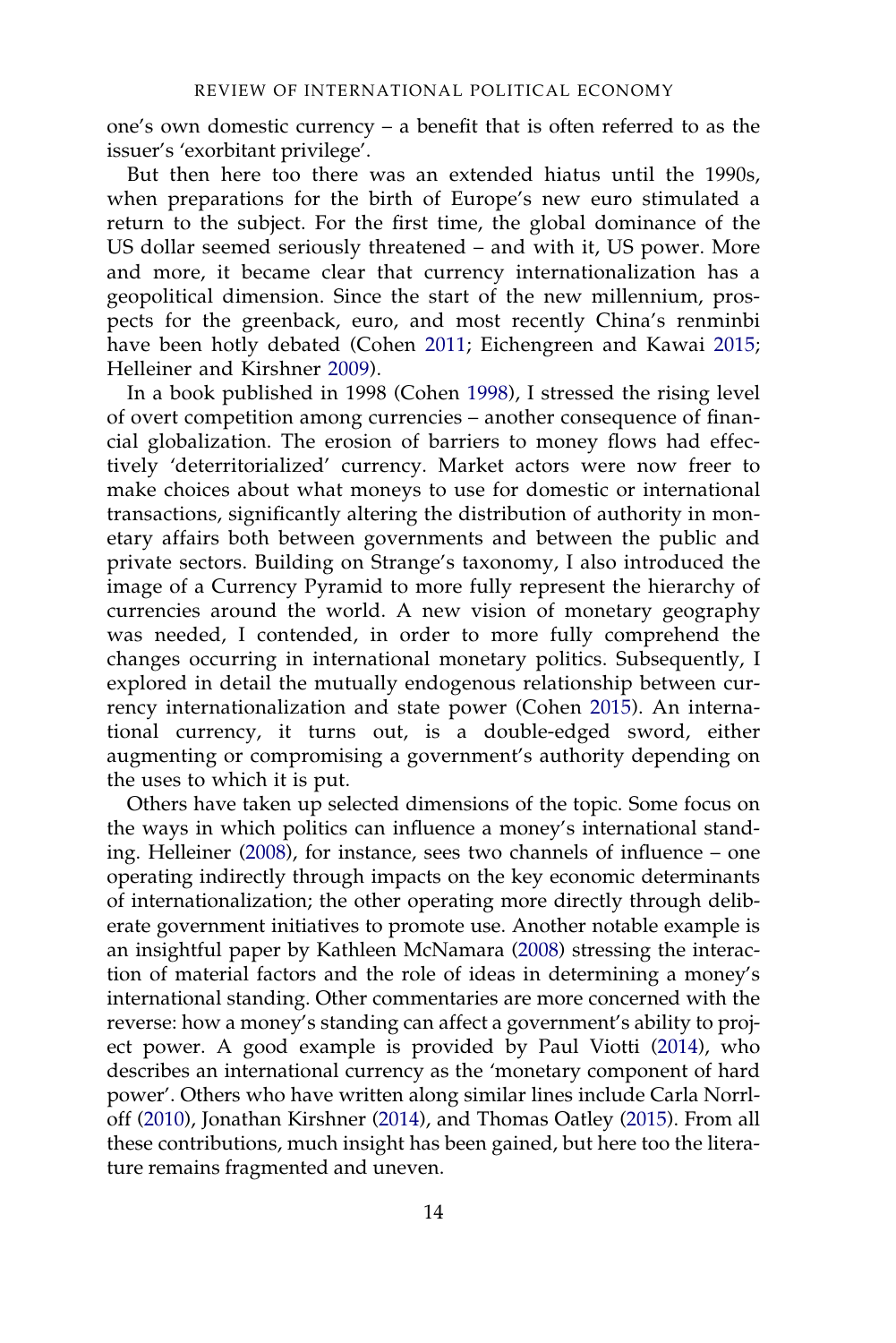one's own domestic currency – a benefit that is often referred to as the issuer's 'exorbitant privilege'.

But then here too there was an extended hiatus until the 1990s, when preparations for the birth of Europe's new euro stimulated a return to the subject. For the first time, the global dominance of the US dollar seemed seriously threatened – and with it, US power. More and more, it became clear that currency internationalization has a geopolitical dimension. Since the start of the new millennium, prospects for the greenback, euro, and most recently China's renminbi have been hotly debated (Cohen 2011; Eichengreen and Kawai 2015; Helleiner and Kirshner 2009).

In a book published in 1998 (Cohen 1998), I stressed the rising level of overt competition among currencies – another consequence of financial globalization. The erosion of barriers to money flows had effectively 'deterritorialized' currency. Market actors were now freer to make choices about what moneys to use for domestic or international transactions, significantly altering the distribution of authority in monetary affairs both between governments and between the public and private sectors. Building on Strange's taxonomy, I also introduced the image of a Currency Pyramid to more fully represent the hierarchy of currencies around the world. A new vision of monetary geography was needed, I contended, in order to more fully comprehend the changes occurring in international monetary politics. Subsequently, I explored in detail the mutually endogenous relationship between currency internationalization and state power (Cohen 2015). An international currency, it turns out, is a double-edged sword, either augmenting or compromising a government's authority depending on the uses to which it is put.

Others have taken up selected dimensions of the topic. Some focus on the ways in which politics can influence a money's international standing. Helleiner (2008), for instance, sees two channels of influence – one operating indirectly through impacts on the key economic determinants of internationalization; the other operating more directly through deliberate government initiatives to promote use. Another notable example is an insightful paper by Kathleen McNamara (2008) stressing the interaction of material factors and the role of ideas in determining a money's international standing. Other commentaries are more concerned with the reverse: how a money's standing can affect a government's ability to project power. A good example is provided by Paul Viotti (2014), who describes an international currency as the 'monetary component of hard power'. Others who have written along similar lines include Carla Norrloff (2010), Jonathan Kirshner (2014), and Thomas Oatley (2015). From all these contributions, much insight has been gained, but here too the literature remains fragmented and uneven.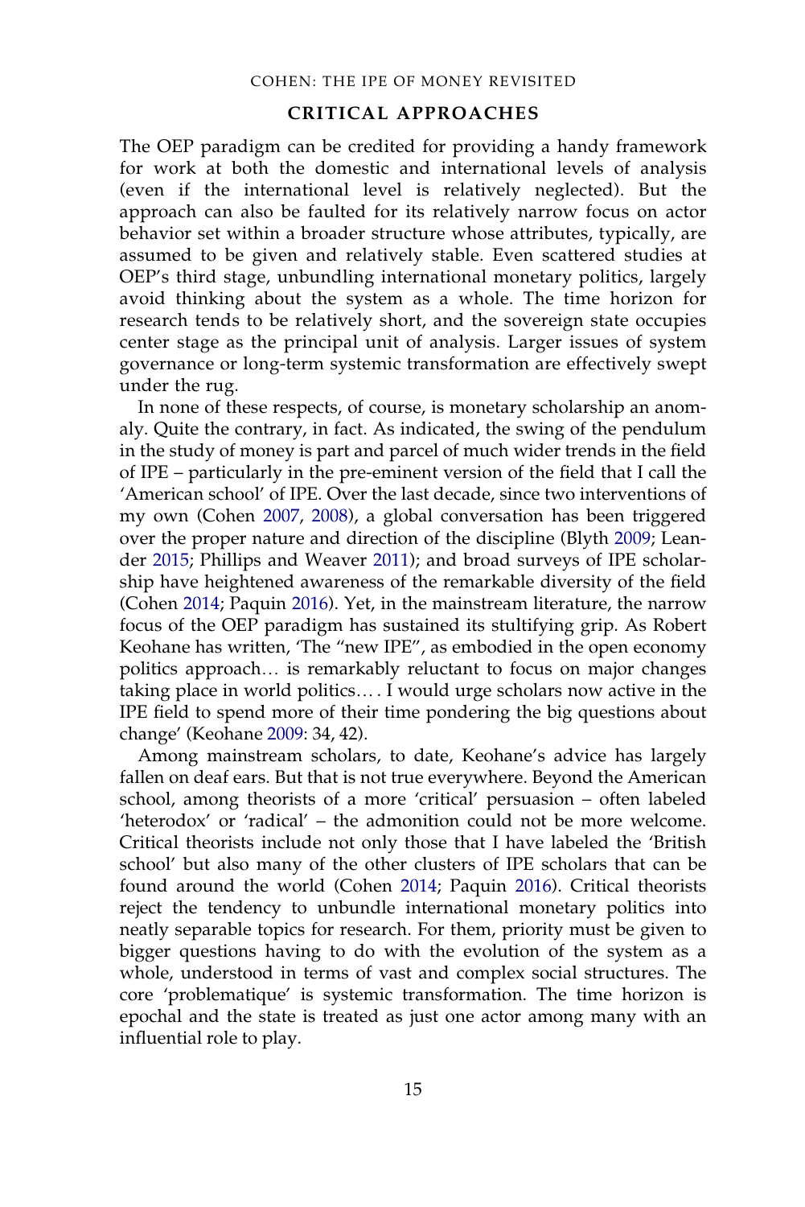## CRITICAL APPROACHES

The OEP paradigm can be credited for providing a handy framework for work at both the domestic and international levels of analysis (even if the international level is relatively neglected). But the approach can also be faulted for its relatively narrow focus on actor behavior set within a broader structure whose attributes, typically, are assumed to be given and relatively stable. Even scattered studies at OEP's third stage, unbundling international monetary politics, largely avoid thinking about the system as a whole. The time horizon for research tends to be relatively short, and the sovereign state occupies center stage as the principal unit of analysis. Larger issues of system governance or long-term systemic transformation are effectively swept under the rug.

In none of these respects, of course, is monetary scholarship an anomaly. Quite the contrary, in fact. As indicated, the swing of the pendulum in the study of money is part and parcel of much wider trends in the field of IPE – particularly in the pre-eminent version of the field that I call the 'American school' of IPE. Over the last decade, since two interventions of my own (Cohen 2007, 2008), a global conversation has been triggered over the proper nature and direction of the discipline (Blyth 2009; Leander 2015; Phillips and Weaver 2011); and broad surveys of IPE scholarship have heightened awareness of the remarkable diversity of the field (Cohen 2014; Paquin 2016). Yet, in the mainstream literature, the narrow focus of the OEP paradigm has sustained its stultifying grip. As Robert Keohane has written, 'The "new IPE", as embodied in the open economy politics approach… is remarkably reluctant to focus on major changes taking place in world politics… . I would urge scholars now active in the IPE field to spend more of their time pondering the big questions about change' (Keohane 2009: 34, 42).

Among mainstream scholars, to date, Keohane's advice has largely fallen on deaf ears. But that is not true everywhere. Beyond the American school, among theorists of a more 'critical' persuasion – often labeled 'heterodox' or 'radical' – the admonition could not be more welcome. Critical theorists include not only those that I have labeled the 'British school' but also many of the other clusters of IPE scholars that can be found around the world (Cohen 2014; Paquin 2016). Critical theorists reject the tendency to unbundle international monetary politics into neatly separable topics for research. For them, priority must be given to bigger questions having to do with the evolution of the system as a whole, understood in terms of vast and complex social structures. The core 'problematique' is systemic transformation. The time horizon is epochal and the state is treated as just one actor among many with an influential role to play.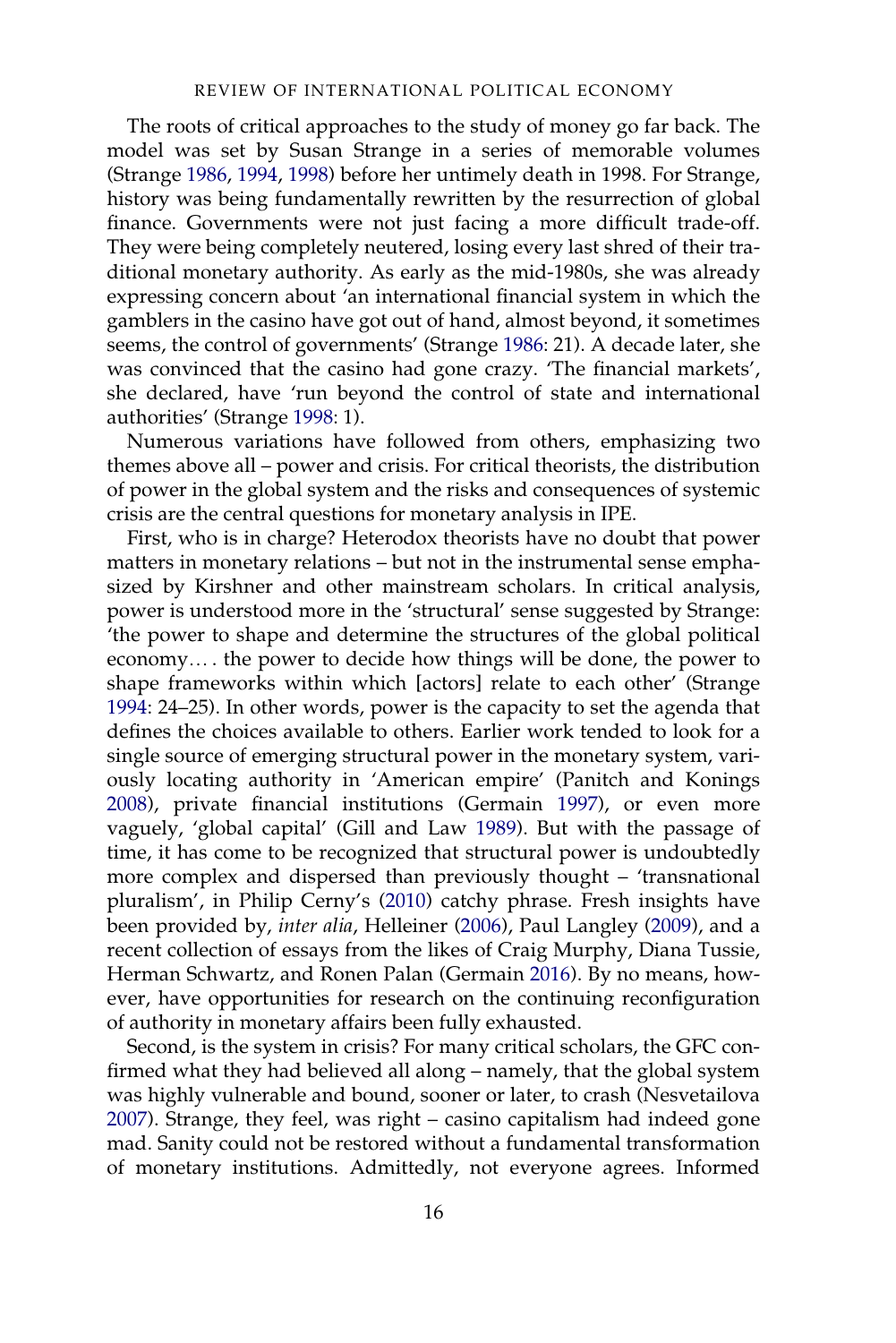The roots of critical approaches to the study of money go far back. The model was set by Susan Strange in a series of memorable volumes (Strange 1986, 1994, 1998) before her untimely death in 1998. For Strange, history was being fundamentally rewritten by the resurrection of global finance. Governments were not just facing a more difficult trade-off. They were being completely neutered, losing every last shred of their traditional monetary authority. As early as the mid-1980s, she was already expressing concern about 'an international financial system in which the gamblers in the casino have got out of hand, almost beyond, it sometimes seems, the control of governments' (Strange 1986: 21). A decade later, she was convinced that the casino had gone crazy. 'The financial markets', she declared, have 'run beyond the control of state and international authorities' (Strange 1998: 1).

Numerous variations have followed from others, emphasizing two themes above all – power and crisis. For critical theorists, the distribution of power in the global system and the risks and consequences of systemic crisis are the central questions for monetary analysis in IPE.

First, who is in charge? Heterodox theorists have no doubt that power matters in monetary relations – but not in the instrumental sense emphasized by Kirshner and other mainstream scholars. In critical analysis, power is understood more in the 'structural' sense suggested by Strange: 'the power to shape and determine the structures of the global political economy.... the power to decide how things will be done, the power to shape frameworks within which [actors] relate to each other' (Strange 1994: 24–25). In other words, power is the capacity to set the agenda that defines the choices available to others. Earlier work tended to look for a single source of emerging structural power in the monetary system, variously locating authority in 'American empire' (Panitch and Konings 2008), private financial institutions (Germain 1997), or even more vaguely, 'global capital' (Gill and Law 1989). But with the passage of time, it has come to be recognized that structural power is undoubtedly more complex and dispersed than previously thought – 'transnational pluralism', in Philip Cerny's (2010) catchy phrase. Fresh insights have been provided by, *inter alia*, Helleiner (2006), Paul Langley (2009), and a recent collection of essays from the likes of Craig Murphy, Diana Tussie, Herman Schwartz, and Ronen Palan (Germain 2016). By no means, however, have opportunities for research on the continuing reconfiguration of authority in monetary affairs been fully exhausted.

Second, is the system in crisis? For many critical scholars, the GFC confirmed what they had believed all along – namely, that the global system was highly vulnerable and bound, sooner or later, to crash (Nesvetailova 2007). Strange, they feel, was right – casino capitalism had indeed gone mad. Sanity could not be restored without a fundamental transformation of monetary institutions. Admittedly, not everyone agrees. Informed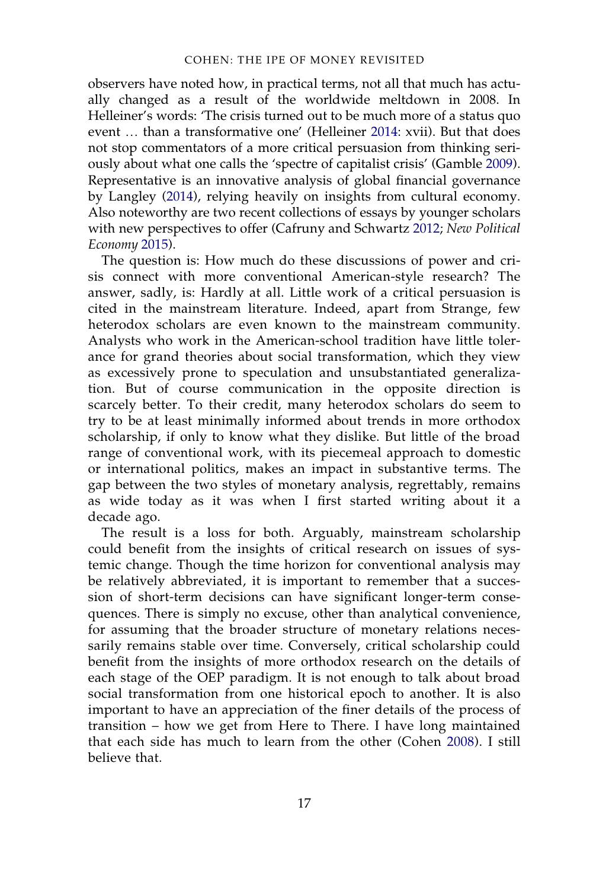observers have noted how, in practical terms, not all that much has actually changed as a result of the worldwide meltdown in 2008. In Helleiner's words: 'The crisis turned out to be much more of a status quo event … than a transformative one' (Helleiner 2014: xvii). But that does not stop commentators of a more critical persuasion from thinking seriously about what one calls the 'spectre of capitalist crisis' (Gamble 2009). Representative is an innovative analysis of global financial governance by Langley (2014), relying heavily on insights from cultural economy. Also noteworthy are two recent collections of essays by younger scholars with new perspectives to offer (Cafruny and Schwartz 2012; *New Political Economy* 2015).

The question is: How much do these discussions of power and crisis connect with more conventional American-style research? The answer, sadly, is: Hardly at all. Little work of a critical persuasion is cited in the mainstream literature. Indeed, apart from Strange, few heterodox scholars are even known to the mainstream community. Analysts who work in the American-school tradition have little tolerance for grand theories about social transformation, which they view as excessively prone to speculation and unsubstantiated generalization. But of course communication in the opposite direction is scarcely better. To their credit, many heterodox scholars do seem to try to be at least minimally informed about trends in more orthodox scholarship, if only to know what they dislike. But little of the broad range of conventional work, with its piecemeal approach to domestic or international politics, makes an impact in substantive terms. The gap between the two styles of monetary analysis, regrettably, remains as wide today as it was when I first started writing about it a decade ago.

The result is a loss for both. Arguably, mainstream scholarship could benefit from the insights of critical research on issues of systemic change. Though the time horizon for conventional analysis may be relatively abbreviated, it is important to remember that a succession of short-term decisions can have significant longer-term consequences. There is simply no excuse, other than analytical convenience, for assuming that the broader structure of monetary relations necessarily remains stable over time. Conversely, critical scholarship could benefit from the insights of more orthodox research on the details of each stage of the OEP paradigm. It is not enough to talk about broad social transformation from one historical epoch to another. It is also important to have an appreciation of the finer details of the process of transition – how we get from Here to There. I have long maintained that each side has much to learn from the other (Cohen 2008). I still believe that.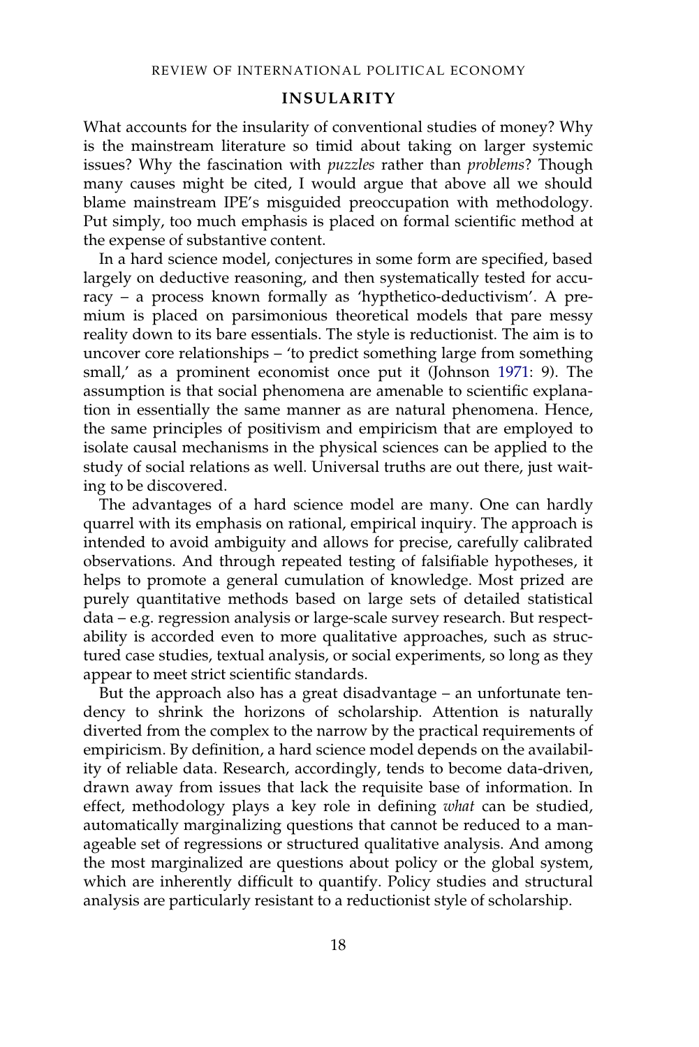## INSULARITY

What accounts for the insularity of conventional studies of money? Why is the mainstream literature so timid about taking on larger systemic issues? Why the fascination with *puzzles* rather than *problems*? Though many causes might be cited, I would argue that above all we should blame mainstream IPE's misguided preoccupation with methodology. Put simply, too much emphasis is placed on formal scientific method at the expense of substantive content.

In a hard science model, conjectures in some form are specified, based largely on deductive reasoning, and then systematically tested for accuracy – a process known formally as 'hypthetico-deductivism'. A premium is placed on parsimonious theoretical models that pare messy reality down to its bare essentials. The style is reductionist. The aim is to uncover core relationships – 'to predict something large from something small,' as a prominent economist once put it (Johnson 1971: 9). The assumption is that social phenomena are amenable to scientific explanation in essentially the same manner as are natural phenomena. Hence, the same principles of positivism and empiricism that are employed to isolate causal mechanisms in the physical sciences can be applied to the study of social relations as well. Universal truths are out there, just waiting to be discovered.

The advantages of a hard science model are many. One can hardly quarrel with its emphasis on rational, empirical inquiry. The approach is intended to avoid ambiguity and allows for precise, carefully calibrated observations. And through repeated testing of falsifiable hypotheses, it helps to promote a general cumulation of knowledge. Most prized are purely quantitative methods based on large sets of detailed statistical data – e.g. regression analysis or large-scale survey research. But respectability is accorded even to more qualitative approaches, such as structured case studies, textual analysis, or social experiments, so long as they appear to meet strict scientific standards.

But the approach also has a great disadvantage – an unfortunate tendency to shrink the horizons of scholarship. Attention is naturally diverted from the complex to the narrow by the practical requirements of empiricism. By definition, a hard science model depends on the availability of reliable data. Research, accordingly, tends to become data-driven, drawn away from issues that lack the requisite base of information. In effect, methodology plays a key role in defining *what* can be studied, automatically marginalizing questions that cannot be reduced to a manageable set of regressions or structured qualitative analysis. And among the most marginalized are questions about policy or the global system, which are inherently difficult to quantify. Policy studies and structural analysis are particularly resistant to a reductionist style of scholarship.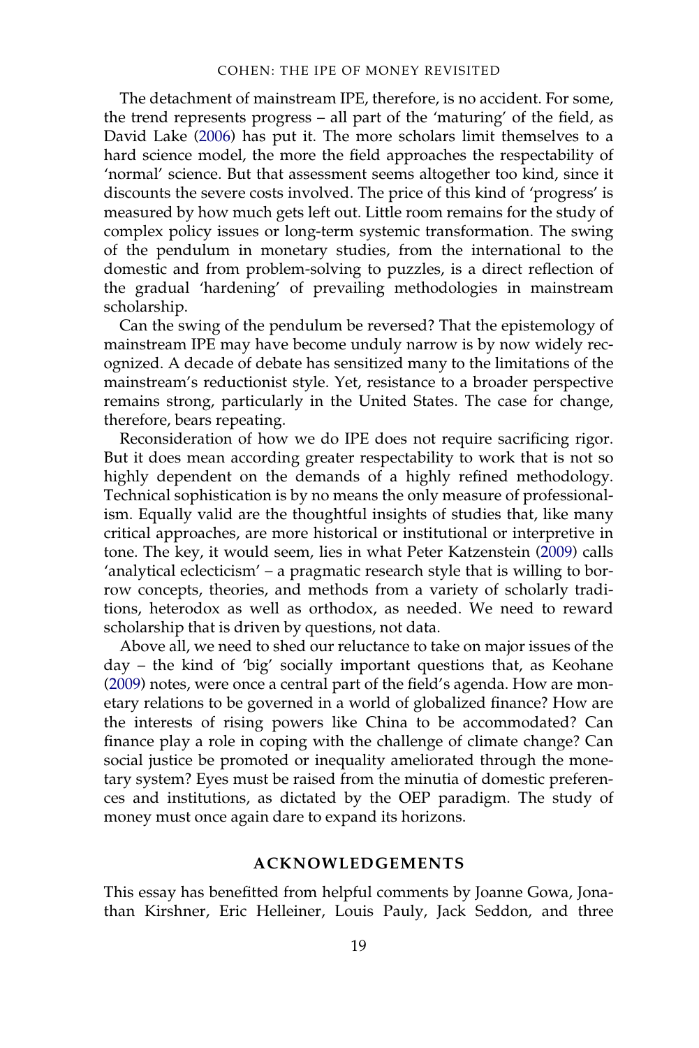The detachment of mainstream IPE, therefore, is no accident. For some, the trend represents progress – all part of the 'maturing' of the field, as David Lake (2006) has put it. The more scholars limit themselves to a hard science model, the more the field approaches the respectability of 'normal' science. But that assessment seems altogether too kind, since it discounts the severe costs involved. The price of this kind of 'progress' is measured by how much gets left out. Little room remains for the study of complex policy issues or long-term systemic transformation. The swing of the pendulum in monetary studies, from the international to the domestic and from problem-solving to puzzles, is a direct reflection of the gradual 'hardening' of prevailing methodologies in mainstream scholarship.

Can the swing of the pendulum be reversed? That the epistemology of mainstream IPE may have become unduly narrow is by now widely recognized. A decade of debate has sensitized many to the limitations of the mainstream's reductionist style. Yet, resistance to a broader perspective remains strong, particularly in the United States. The case for change, therefore, bears repeating.

Reconsideration of how we do IPE does not require sacrificing rigor. But it does mean according greater respectability to work that is not so highly dependent on the demands of a highly refined methodology. Technical sophistication is by no means the only measure of professionalism. Equally valid are the thoughtful insights of studies that, like many critical approaches, are more historical or institutional or interpretive in tone. The key, it would seem, lies in what Peter Katzenstein (2009) calls 'analytical eclecticism' – a pragmatic research style that is willing to borrow concepts, theories, and methods from a variety of scholarly traditions, heterodox as well as orthodox, as needed. We need to reward scholarship that is driven by questions, not data.

Above all, we need to shed our reluctance to take on major issues of the day – the kind of 'big' socially important questions that, as Keohane (2009) notes, were once a central part of the field's agenda. How are monetary relations to be governed in a world of globalized finance? How are the interests of rising powers like China to be accommodated? Can finance play a role in coping with the challenge of climate change? Can social justice be promoted or inequality ameliorated through the monetary system? Eyes must be raised from the minutia of domestic preferences and institutions, as dictated by the OEP paradigm. The study of money must once again dare to expand its horizons.

## ACKNOWLEDGEMENTS

This essay has benefitted from helpful comments by Joanne Gowa, Jonathan Kirshner, Eric Helleiner, Louis Pauly, Jack Seddon, and three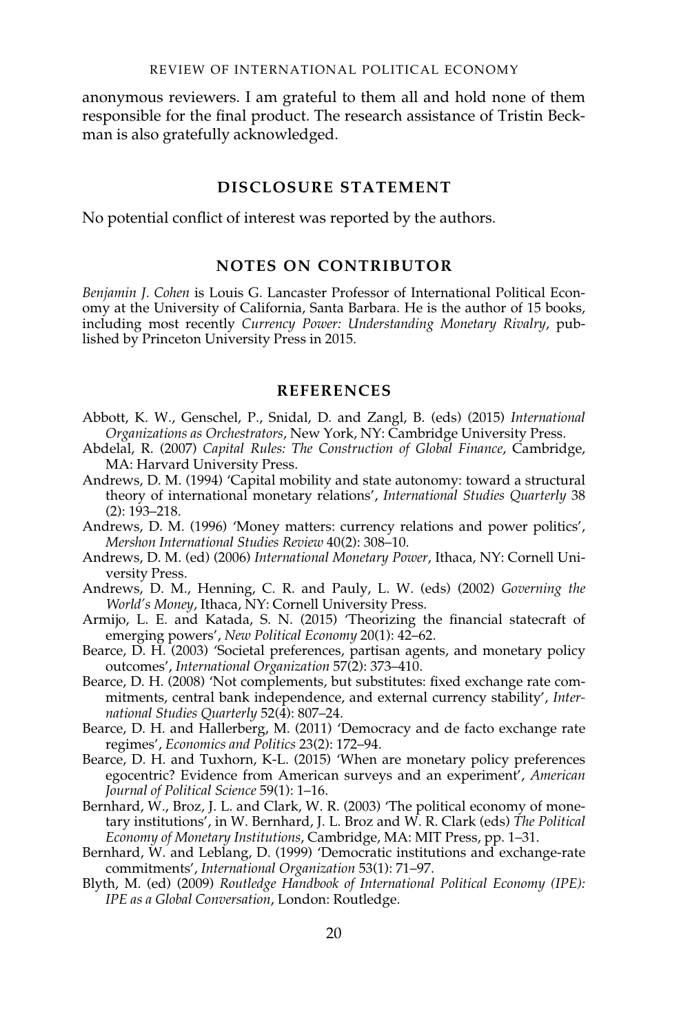anonymous reviewers. I am grateful to them all and hold none of them responsible for the final product. The research assistance of Tristin Beckman is also gratefully acknowledged.

## DISCLOSURE STATEMENT

No potential conflict of interest was reported by the authors.

## NOTES ON CONTRIBUTOR

*Benjamin J. Cohen* is Louis G. Lancaster Professor of International Political Economy at the University of California, Santa Barbara. He is the author of 15 books, including most recently *Currency Power: Understanding Monetary Rivalry*, published by Princeton University Press in 2015.

## REFERENCES

Abbott, K. W., Genschel, P., Snidal, D. and Zangl, B. (eds) (2015) *International Organizations as Orchestrators*, New York, NY: Cambridge University Press.

Abdelal, R. (2007) *Capital Rules: The Construction of Global Finance*, Cambridge, MA: Harvard University Press.

Andrews, D. M. (1994) 'Capital mobility and state autonomy: toward a structural theory of international monetary relations', *International Studies Quarterly* 38 (2): 193–218.

Andrews, D. M. (1996) 'Money matters: currency relations and power politics', *Mershon International Studies Review* 40(2): 308–10.

Andrews, D. M. (ed) (2006) *International Monetary Power*, Ithaca, NY: Cornell University Press.

Andrews, D. M., Henning, C. R. and Pauly, L. W. (eds) (2002) *Governing the World's Money*, Ithaca, NY: Cornell University Press.

Armijo, L. E. and Katada, S. N. (2015) 'Theorizing the financial statecraft of emerging powers', *New Political Economy* 20(1): 42–62.

Bearce, D. H. (2003) 'Societal preferences, partisan agents, and monetary policy outcomes', *International Organization* 57(2): 373–410.

Bearce, D. H. (2008) 'Not complements, but substitutes: fixed exchange rate commitments, central bank independence, and external currency stability', *International Studies Quarterly* 52(4): 807–24.

Bearce, D. H. and Hallerberg, M. (2011) 'Democracy and de facto exchange rate regimes', *Economics and Politics* 23(2): 172–94.

Bearce, D. H. and Tuxhorn, K-L. (2015) 'When are monetary policy preferences egocentric? Evidence from American surveys and an experiment', *American Journal of Political Science* 59(1): 1–16.

Bernhard, W., Broz, J. L. and Clark, W. R. (2003) 'The political economy of monetary institutions', in W. Bernhard, J. L. Broz and W. R. Clark (eds) *The Political Economy of Monetary Institutions*, Cambridge, MA: MIT Press, pp. 1–31.

Bernhard, W. and Leblang, D. (1999) 'Democratic institutions and exchange-rate commitments', *International Organization* 53(1): 71–97.

Blyth, M. (ed) (2009) *Routledge Handbook of International Political Economy (IPE): IPE as a Global Conversation*, London: Routledge.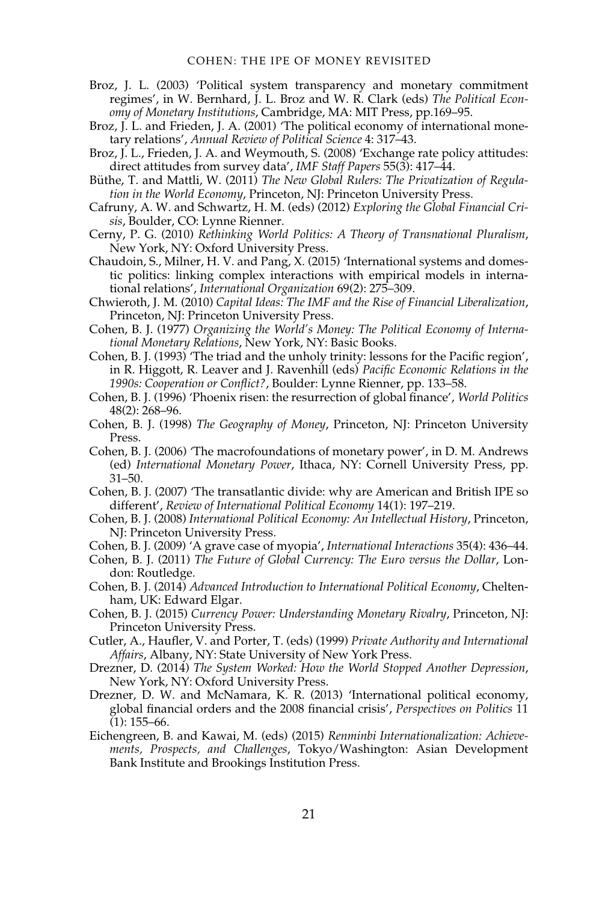Broz, J. L. (2003) 'Political system transparency and monetary commitment regimes', in W. Bernhard, J. L. Broz and W. R. Clark (eds) *The Political Economy of Monetary Institutions*, Cambridge, MA: MIT Press, pp.169–95.

Broz, J. L. and Frieden, J. A. (2001) 'The political economy of international monetary relations', *Annual Review of Political Science* 4: 317–43.

Broz, J. L., Frieden, J. A. and Weymouth, S. (2008) 'Exchange rate policy attitudes: direct attitudes from survey data', *IMF Staff Papers* 55(3): 417–44.

Büthe, T. and Mattli, W. (2011) *The New Global Rulers: The Privatization of Regulation in the World Economy*, Princeton, NJ: Princeton University Press.

Cafruny, A. W. and Schwartz, H. M. (eds) (2012) *Exploring the Global Financial Crisis*, Boulder, CO: Lynne Rienner.

Cerny, P. G. (2010) *Rethinking World Politics: A Theory of Transnational Pluralism*, New York, NY: Oxford University Press.

Chaudoin, S., Milner, H. V. and Pang, X. (2015) 'International systems and domestic politics: linking complex interactions with empirical models in international relations', *International Organization* 69(2): 275–309.

Chwieroth, J. M. (2010) *Capital Ideas: The IMF and the Rise of Financial Liberalization*, Princeton, NJ: Princeton University Press.

Cohen, B. J. (1977) *Organizing the World's Money: The Political Economy of International Monetary Relations*, New York, NY: Basic Books.

Cohen, B. J. (1993) 'The triad and the unholy trinity: lessons for the Pacific region', in R. Higgott, R. Leaver and J. Ravenhill (eds) *Pacific Economic Relations in the 1990s: Cooperation or Conflict?*, Boulder: Lynne Rienner, pp. 133–58.

Cohen, B. J. (1996) 'Phoenix risen: the resurrection of global finance', *World Politics* 48(2): 268–96.

Cohen, B. J. (1998) *The Geography of Money*, Princeton, NJ: Princeton University Press.

Cohen, B. J. (2006) 'The macrofoundations of monetary power', in D. M. Andrews (ed) *International Monetary Power*, Ithaca, NY: Cornell University Press, pp. 31–50.

Cohen, B. J. (2007) 'The transatlantic divide: why are American and British IPE so different', *Review of International Political Economy* 14(1): 197–219.

Cohen, B. J. (2008) *International Political Economy: An Intellectual History*, Princeton, NJ: Princeton University Press.

Cohen, B. J. (2009) 'A grave case of myopia', *International Interactions* 35(4): 436–44.

Cohen, B. J. (2011) *The Future of Global Currency: The Euro versus the Dollar*, London: Routledge.

Cohen, B. J. (2014) *Advanced Introduction to International Political Economy*, Cheltenham, UK: Edward Elgar.

Cohen, B. J. (2015) *Currency Power: Understanding Monetary Rivalry*, Princeton, NJ: Princeton University Press.

Cutler, A., Haufler, V. and Porter, T. (eds) (1999) *Private Authority and International Affairs*, Albany, NY: State University of New York Press.

Drezner, D. (2014) *The System Worked: How the World Stopped Another Depression*, New York, NY: Oxford University Press.

Drezner, D. W. and McNamara, K. R. (2013) 'International political economy, global financial orders and the 2008 financial crisis', *Perspectives on Politics* 11 (1): 155–66.

Eichengreen, B. and Kawai, M. (eds) (2015) *Renminbi Internationalization: Achievements, Prospects, and Challenges*, Tokyo/Washington: Asian Development Bank Institute and Brookings Institution Press.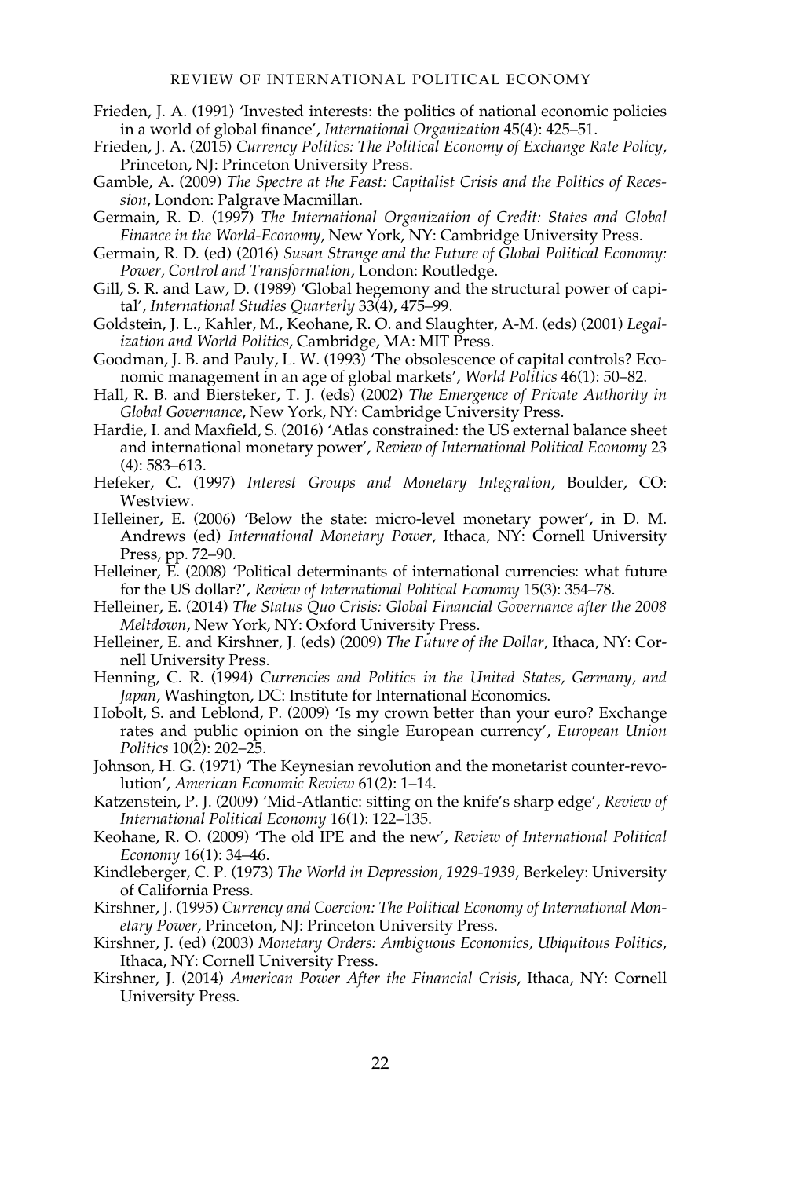Frieden, J. A. (1991) 'Invested interests: the politics of national economic policies in a world of global finance', *International Organization* 45(4): 425–51.

Frieden, J. A. (2015) *Currency Politics: The Political Economy of Exchange Rate Policy*, Princeton, NJ: Princeton University Press.

Gamble, A. (2009) *The Spectre at the Feast: Capitalist Crisis and the Politics of Recession*, London: Palgrave Macmillan.

Germain, R. D. (1997) *The International Organization of Credit: States and Global Finance in the World-Economy*, New York, NY: Cambridge University Press.

Germain, R. D. (ed) (2016) *Susan Strange and the Future of Global Political Economy: Power, Control and Transformation*, London: Routledge.

Gill, S. R. and Law, D. (1989) 'Global hegemony and the structural power of capital', *International Studies Quarterly* 33(4), 475–99.

Goldstein, J. L., Kahler, M., Keohane, R. O. and Slaughter, A-M. (eds) (2001) *Legalization and World Politics*, Cambridge, MA: MIT Press.

Goodman, J. B. and Pauly, L. W. (1993) 'The obsolescence of capital controls? Economic management in an age of global markets', *World Politics* 46(1): 50–82.

Hall, R. B. and Biersteker, T. J. (eds) (2002) *The Emergence of Private Authority in Global Governance*, New York, NY: Cambridge University Press.

Hardie, I. and Maxfield, S. (2016) 'Atlas constrained: the US external balance sheet and international monetary power', *Review of International Political Economy* 23 (4): 583–613.

Hefeker, C. (1997) *Interest Groups and Monetary Integration*, Boulder, CO: Westview.

Helleiner, E. (2006) 'Below the state: micro-level monetary power', in D. M. Andrews (ed) *International Monetary Power*, Ithaca, NY: Cornell University Press, pp. 72–90.

Helleiner, E. (2008) 'Political determinants of international currencies: what future for the US dollar?', *Review of International Political Economy* 15(3): 354–78.

Helleiner, E. (2014) *The Status Quo Crisis: Global Financial Governance after the 2008 Meltdown*, New York, NY: Oxford University Press.

Helleiner, E. and Kirshner, J. (eds) (2009) *The Future of the Dollar*, Ithaca, NY: Cornell University Press.

Henning, C. R. (1994) *Currencies and Politics in the United States, Germany, and Japan*, Washington, DC: Institute for International Economics.

Hobolt, S. and Leblond, P. (2009) 'Is my crown better than your euro? Exchange rates and public opinion on the single European currency', *European Union Politics* 10(2): 202–25.

Johnson, H. G. (1971) 'The Keynesian revolution and the monetarist counter-revolution', *American Economic Review* 61(2): 1–14.

Katzenstein, P. J. (2009) 'Mid-Atlantic: sitting on the knife's sharp edge', *Review of International Political Economy* 16(1): 122–135.

Keohane, R. O. (2009) 'The old IPE and the new', *Review of International Political Economy* 16(1): 34–46.

Kindleberger, C. P. (1973) *The World in Depression, 1929-1939*, Berkeley: University of California Press.

Kirshner, J. (1995) *Currency and Coercion: The Political Economy of International Monetary Power*, Princeton, NJ: Princeton University Press.

Kirshner, J. (ed) (2003) *Monetary Orders: Ambiguous Economics, Ubiquitous Politics*, Ithaca, NY: Cornell University Press.

Kirshner, J. (2014) *American Power After the Financial Crisis*, Ithaca, NY: Cornell University Press.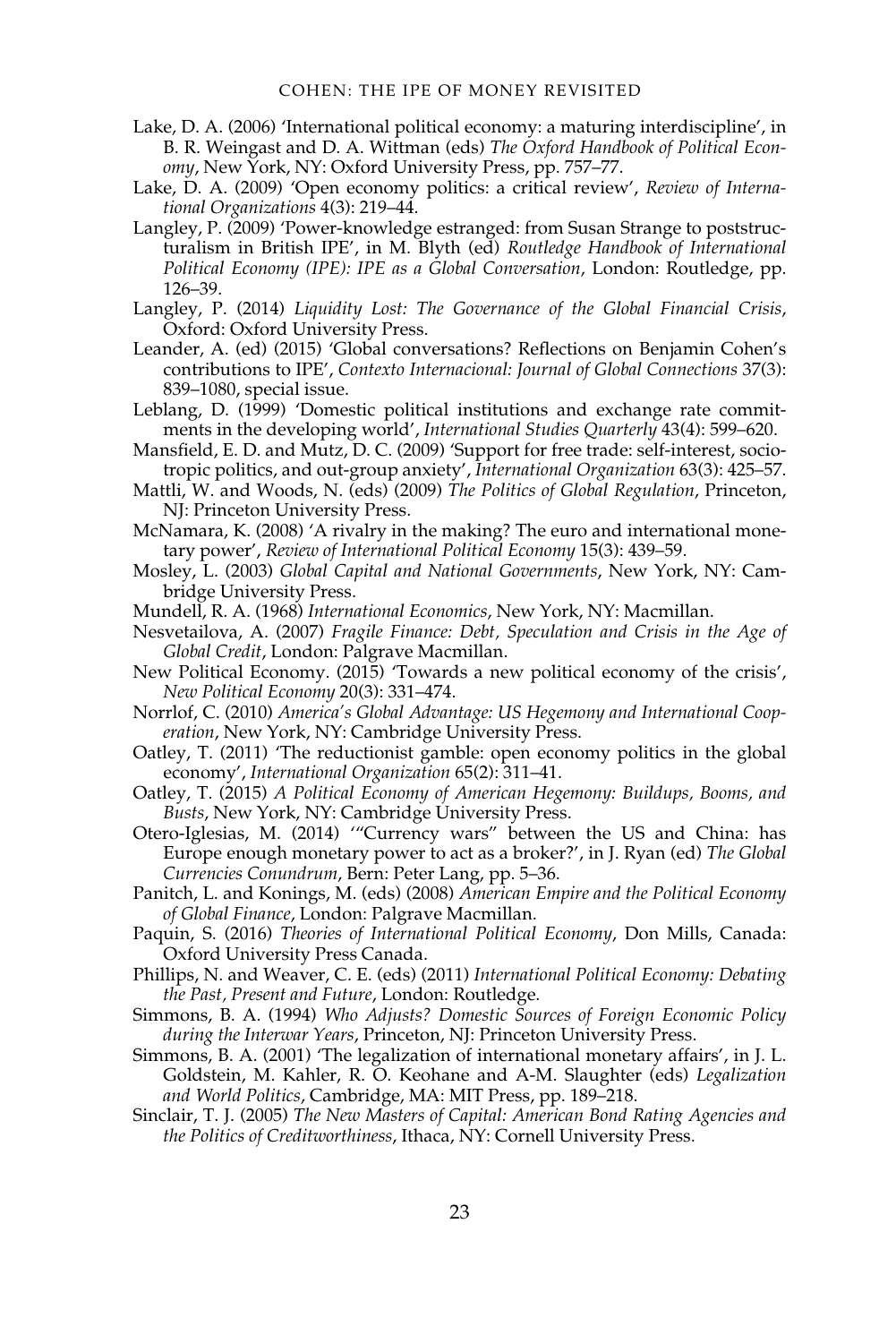Lake, D. A. (2006) 'International political economy: a maturing interdiscipline', in B. R. Weingast and D. A. Wittman (eds) *The Oxford Handbook of Political Economy*, New York, NY: Oxford University Press, pp. 757–77.

Lake, D. A. (2009) 'Open economy politics: a critical review', *Review of International Organizations* 4(3): 219–44.

Langley, P. (2009) 'Power-knowledge estranged: from Susan Strange to poststructuralism in British IPE', in M. Blyth (ed) *Routledge Handbook of International Political Economy (IPE): IPE as a Global Conversation*, London: Routledge, pp. 126–39.

Langley, P. (2014) *Liquidity Lost: The Governance of the Global Financial Crisis*, Oxford: Oxford University Press.

Leander, A. (ed) (2015) 'Global conversations? Reflections on Benjamin Cohen's contributions to IPE', *Contexto Internacional: Journal of Global Connections* 37(3): 839–1080, special issue.

Leblang, D. (1999) 'Domestic political institutions and exchange rate commitments in the developing world', *International Studies Quarterly* 43(4): 599–620.

Mansfield, E. D. and Mutz, D. C. (2009) 'Support for free trade: self-interest, sociotropic politics, and out-group anxiety', *International Organization* 63(3): 425–57.

Mattli, W. and Woods, N. (eds) (2009) *The Politics of Global Regulation*, Princeton, NJ: Princeton University Press.

McNamara, K. (2008) 'A rivalry in the making? The euro and international monetary power', *Review of International Political Economy* 15(3): 439–59.

Mosley, L. (2003) *Global Capital and National Governments*, New York, NY: Cambridge University Press.

Mundell, R. A. (1968) *International Economics*, New York, NY: Macmillan.

Nesvetailova, A. (2007) *Fragile Finance: Debt, Speculation and Crisis in the Age of Global Credit*, London: Palgrave Macmillan.

New Political Economy. (2015) 'Towards a new political economy of the crisis', *New Political Economy* 20(3): 331–474.

Norrlof, C. (2010) *America's Global Advantage: US Hegemony and International Cooperation*, New York, NY: Cambridge University Press.

Oatley, T. (2011) 'The reductionist gamble: open economy politics in the global economy', *International Organization* 65(2): 311–41.

Oatley, T. (2015) *A Political Economy of American Hegemony: Buildups, Booms, and Busts*, New York, NY: Cambridge University Press.

Otero-Iglesias, M. (2014) '"Currency wars" between the US and China: has Europe enough monetary power to act as a broker?', in J. Ryan (ed) *The Global Currencies Conundrum*, Bern: Peter Lang, pp. 5–36.

Panitch, L. and Konings, M. (eds) (2008) *American Empire and the Political Economy of Global Finance*, London: Palgrave Macmillan.

Paquin, S. (2016) *Theories of International Political Economy*, Don Mills, Canada: Oxford University Press Canada.

Phillips, N. and Weaver, C. E. (eds) (2011) *International Political Economy: Debating the Past, Present and Future*, London: Routledge.

Simmons, B. A. (1994) *Who Adjusts? Domestic Sources of Foreign Economic Policy during the Interwar Years*, Princeton, NJ: Princeton University Press.

Simmons, B. A. (2001) 'The legalization of international monetary affairs', in J. L. Goldstein, M. Kahler, R. O. Keohane and A-M. Slaughter (eds) *Legalization and World Politics*, Cambridge, MA: MIT Press, pp. 189–218.

Sinclair, T. J. (2005) *The New Masters of Capital: American Bond Rating Agencies and the Politics of Creditworthiness*, Ithaca, NY: Cornell University Press.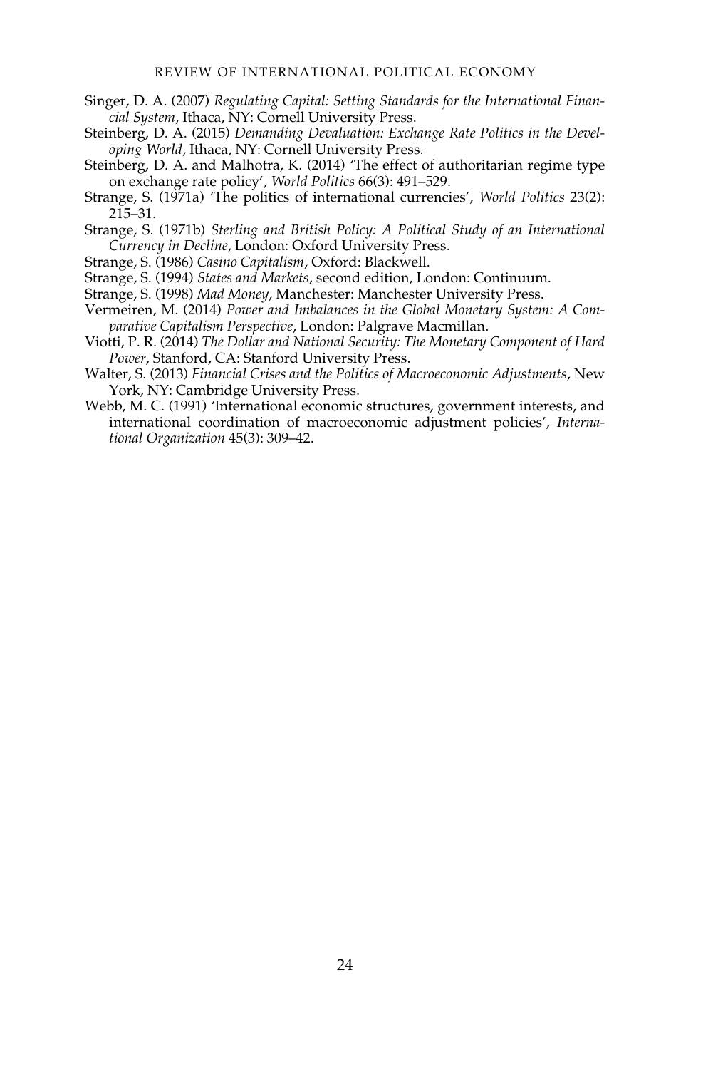Singer, D. A. (2007) *Regulating Capital: Setting Standards for the International Financial System*, Ithaca, NY: Cornell University Press.

Steinberg, D. A. (2015) *Demanding Devaluation: Exchange Rate Politics in the Developing World*, Ithaca, NY: Cornell University Press.

Steinberg, D. A. and Malhotra, K. (2014) 'The effect of authoritarian regime type on exchange rate policy', *World Politics* 66(3): 491–529.

Strange, S. (1971a) 'The politics of international currencies', *World Politics* 23(2): 215–31.

Strange, S. (1971b) *Sterling and British Policy: A Political Study of an International Currency in Decline*, London: Oxford University Press.

Strange, S. (1986) *Casino Capitalism*, Oxford: Blackwell.

Strange, S. (1994) *States and Markets*, second edition, London: Continuum.

Strange, S. (1998) *Mad Money*, Manchester: Manchester University Press.

Vermeiren, M. (2014) *Power and Imbalances in the Global Monetary System: A Comparative Capitalism Perspective*, London: Palgrave Macmillan.

Viotti, P. R. (2014) *The Dollar and National Security: The Monetary Component of Hard Power*, Stanford, CA: Stanford University Press.

Walter, S. (2013) *Financial Crises and the Politics of Macroeconomic Adjustments*, New York, NY: Cambridge University Press.

Webb, M. C. (1991) 'International economic structures, government interests, and international coordination of macroeconomic adjustment policies', *International Organization* 45(3): 309–42.